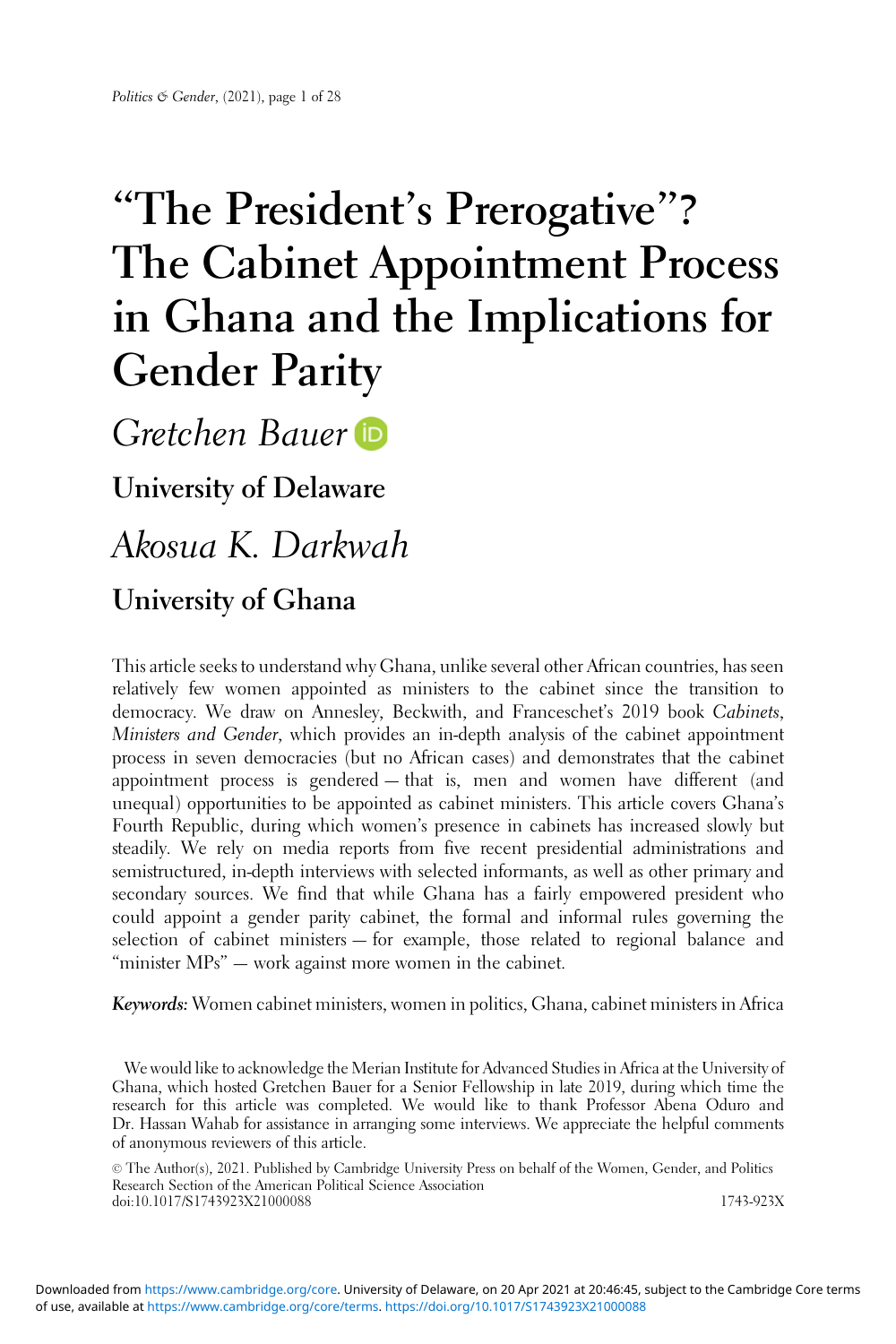# "The President's Prerogative"? The Cabinet Appointment Process in Ghana and the Implications for Gender Parity

*Gretchen Bauer*

**University of Delaware**

*Akosua K. Darkwah*

**University of Ghana**

This article seeks to understand why Ghana, unlike several other African countries, has seen relatively few women appointed as ministers to the cabinet since the transition to democracy. We draw on Annesley, Beckwith, and Franceschet's 2019 book *Cabinets, Ministers and Gender*, which provides an in-depth analysis of the cabinet appointment process in seven democracies (but no African cases) and demonstrates that the cabinet appointment process is gendered — that is, men and women have different (and unequal) opportunities to be appointed as cabinet ministers. This article covers Ghana's Fourth Republic, during which women's presence in cabinets has increased slowly but steadily. We rely on media reports from five recent presidential administrations and semistructured, in-depth interviews with selected informants, as well as other primary and secondary sources. We find that while Ghana has a fairly empowered president who could appoint a gender parity cabinet, the formal and informal rules governing the selection of cabinet ministers — for example, those related to regional balance and "minister MPs" — work against more women in the cabinet.

***Keywords:*** Women cabinet ministers, women in politics, Ghana, cabinet ministers in Africa

We would like to acknowledge the Merian Institute for Advanced Studies in Africa at the University of Ghana, which hosted Gretchen Bauer for a Senior Fellowship in late 2019, during which time the research for this article was completed. We would like to thank Professor Abena Oduro and Dr. Hassan Wahab for assistance in arranging some interviews. We appreciate the helpful comments of anonymous reviewers of this article.

© The Author(s), 2021. Published by Cambridge University Press on behalf of the Women, Gender, and Politics Research Section of the American Political Science Association
doi:10.1017/S1743923X21000088 1743-923X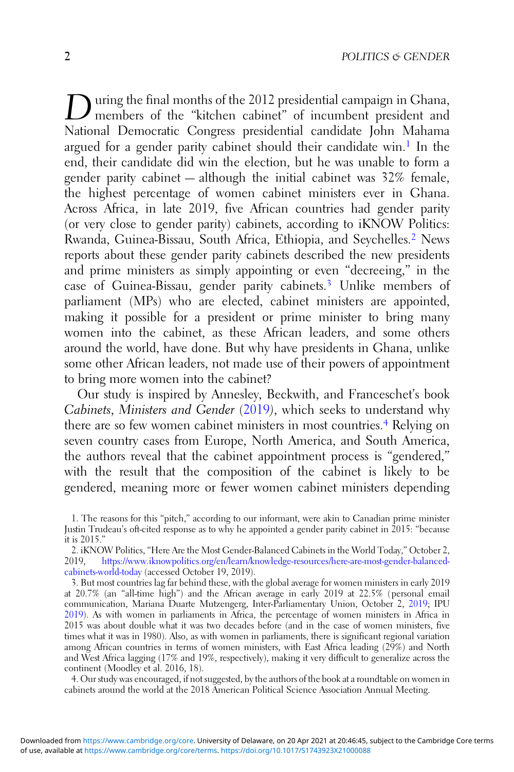During the final months of the 2012 presidential campaign in Ghana, members of the "kitchen cabinet" of incumbent president and National Democratic Congress presidential candidate John Mahama argued for a gender parity cabinet should their candidate win.[1] In the end, their candidate did win the election, but he was unable to form a gender parity cabinet — although the initial cabinet was 32% female, the highest percentage of women cabinet ministers ever in Ghana. Across Africa, in late 2019, five African countries had gender parity (or very close to gender parity) cabinets, according to iKNOW Politics: Rwanda, Guinea-Bissau, South Africa, Ethiopia, and Seychelles.[2] News reports about these gender parity cabinets described the new presidents and prime ministers as simply appointing or even "decreeing," in the case of Guinea-Bissau, gender parity cabinets.[3] Unlike members of parliament (MPs) who are elected, cabinet ministers are appointed, making it possible for a president or prime minister to bring many women into the cabinet, as these African leaders, and some others around the world, have done. But why have presidents in Ghana, unlike some other African leaders, not made use of their powers of appointment to bring more women into the cabinet?

Our study is inspired by Annesley, Beckwith, and Franceschet's book *Cabinets, Ministers and Gender* (2019), which seeks to understand why there are so few women cabinet ministers in most countries.[4] Relying on seven country cases from Europe, North America, and South America, the authors reveal that the cabinet appointment process is "gendered," with the result that the composition of the cabinet is likely to be gendered, meaning more or fewer women cabinet ministers depending

1. The reasons for this "pitch," according to our informant, were akin to Canadian prime minister Justin Trudeau's oft-cited response as to why he appointed a gender parity cabinet in 2015: "because it is 2015."

2. iKNOW Politics, "Here Are the Most Gender-Balanced Cabinets in the World Today," October 2, 2019, https://www.iknowpolitics.org/en/learn/knowledge-resources/here-are-most-gender-balanced-cabinets-world-today (accessed October 19, 2019).

3. But most countries lag far behind these, with the global average for women ministers in early 2019 at 20.7% (an "all-time high") and the African average in early 2019 at 22.5% (personal email communication, Mariana Duarte Mutzengerg, Inter-Parliamentary Union, October 2, 2019; IPU 2019). As with women in parliaments in Africa, the percentage of women ministers in Africa in 2015 was about double what it was two decades before (and in the case of women ministers, five times what it was in 1980). Also, as with women in parliaments, there is significant regional variation among African countries in terms of women ministers, with East Africa leading (29%) and North and West Africa lagging (17% and 19%, respectively), making it very difficult to generalize across the continent (Moodley et al. 2016, 18).

4. Our study was encouraged, if not suggested, by the authors of the book at a roundtable on women in cabinets around the world at the 2018 American Political Science Association Annual Meeting.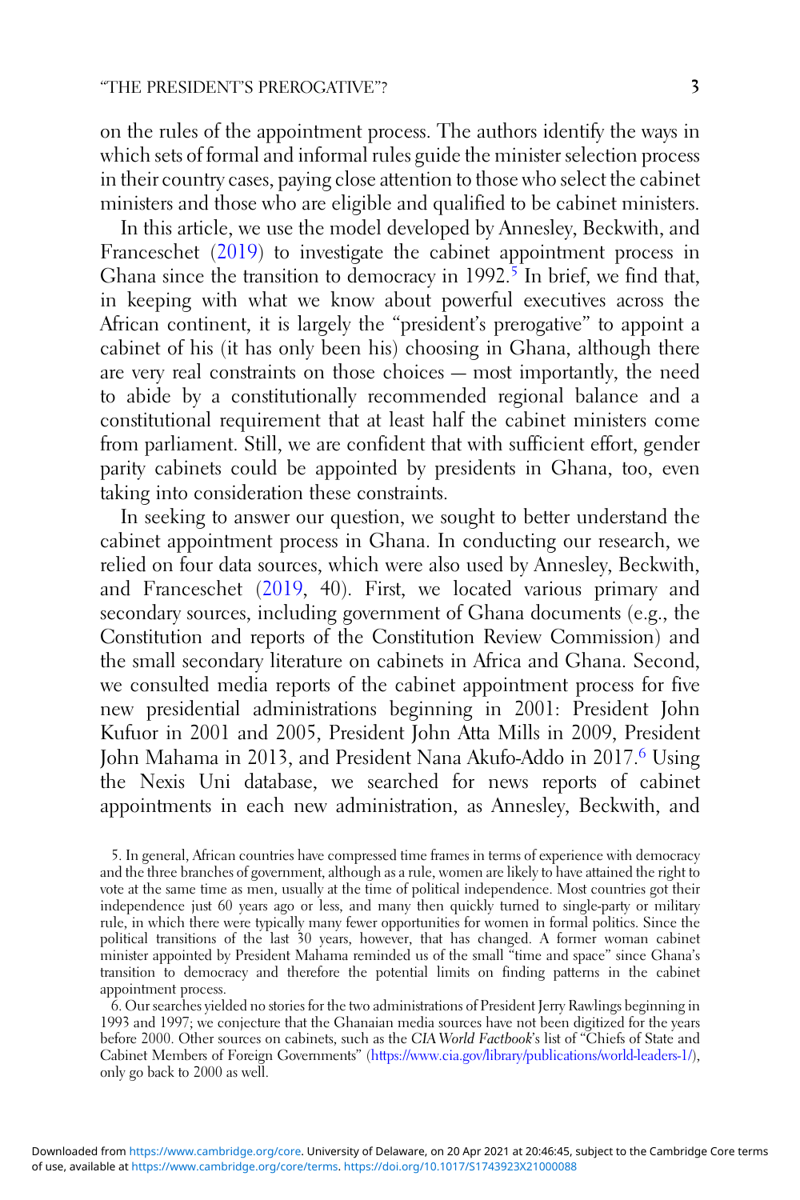on the rules of the appointment process. The authors identify the ways in which sets of formal and informal rules guide the minister selection process in their country cases, paying close attention to those who select the cabinet ministers and those who are eligible and qualified to be cabinet ministers.

In this article, we use the model developed by Annesley, Beckwith, and Franceschet (2019) to investigate the cabinet appointment process in Ghana since the transition to democracy in 1992.[5] In brief, we find that, in keeping with what we know about powerful executives across the African continent, it is largely the "president's prerogative" to appoint a cabinet of his (it has only been his) choosing in Ghana, although there are very real constraints on those choices — most importantly, the need to abide by a constitutionally recommended regional balance and a constitutional requirement that at least half the cabinet ministers come from parliament. Still, we are confident that with sufficient effort, gender parity cabinets could be appointed by presidents in Ghana, too, even taking into consideration these constraints.

In seeking to answer our question, we sought to better understand the cabinet appointment process in Ghana. In conducting our research, we relied on four data sources, which were also used by Annesley, Beckwith, and Franceschet (2019, 40). First, we located various primary and secondary sources, including government of Ghana documents (e.g., the Constitution and reports of the Constitution Review Commission) and the small secondary literature on cabinets in Africa and Ghana. Second, we consulted media reports of the cabinet appointment process for five new presidential administrations beginning in 2001: President John Kufuor in 2001 and 2005, President John Atta Mills in 2009, President John Mahama in 2013, and President Nana Akufo-Addo in 2017.[6] Using the Nexis Uni database, we searched for news reports of cabinet appointments in each new administration, as Annesley, Beckwith, and

5. In general, African countries have compressed time frames in terms of experience with democracy and the three branches of government, although as a rule, women are likely to have attained the right to vote at the same time as men, usually at the time of political independence. Most countries got their independence just 60 years ago or less, and many then quickly turned to single-party or military rule, in which there were typically many fewer opportunities for women in formal politics. Since the political transitions of the last 30 years, however, that has changed. A former woman cabinet minister appointed by President Mahama reminded us of the small "time and space" since Ghana's transition to democracy and therefore the potential limits on finding patterns in the cabinet appointment process.

6. Our searches yielded no stories for the two administrations of President Jerry Rawlings beginning in 1993 and 1997; we conjecture that the Ghanaian media sources have not been digitized for the years before 2000. Other sources on cabinets, such as the *CIA World Factbook*'s list of "Chiefs of State and Cabinet Members of Foreign Governments" (https://www.cia.gov/library/publications/world-leaders-1/), only go back to 2000 as well.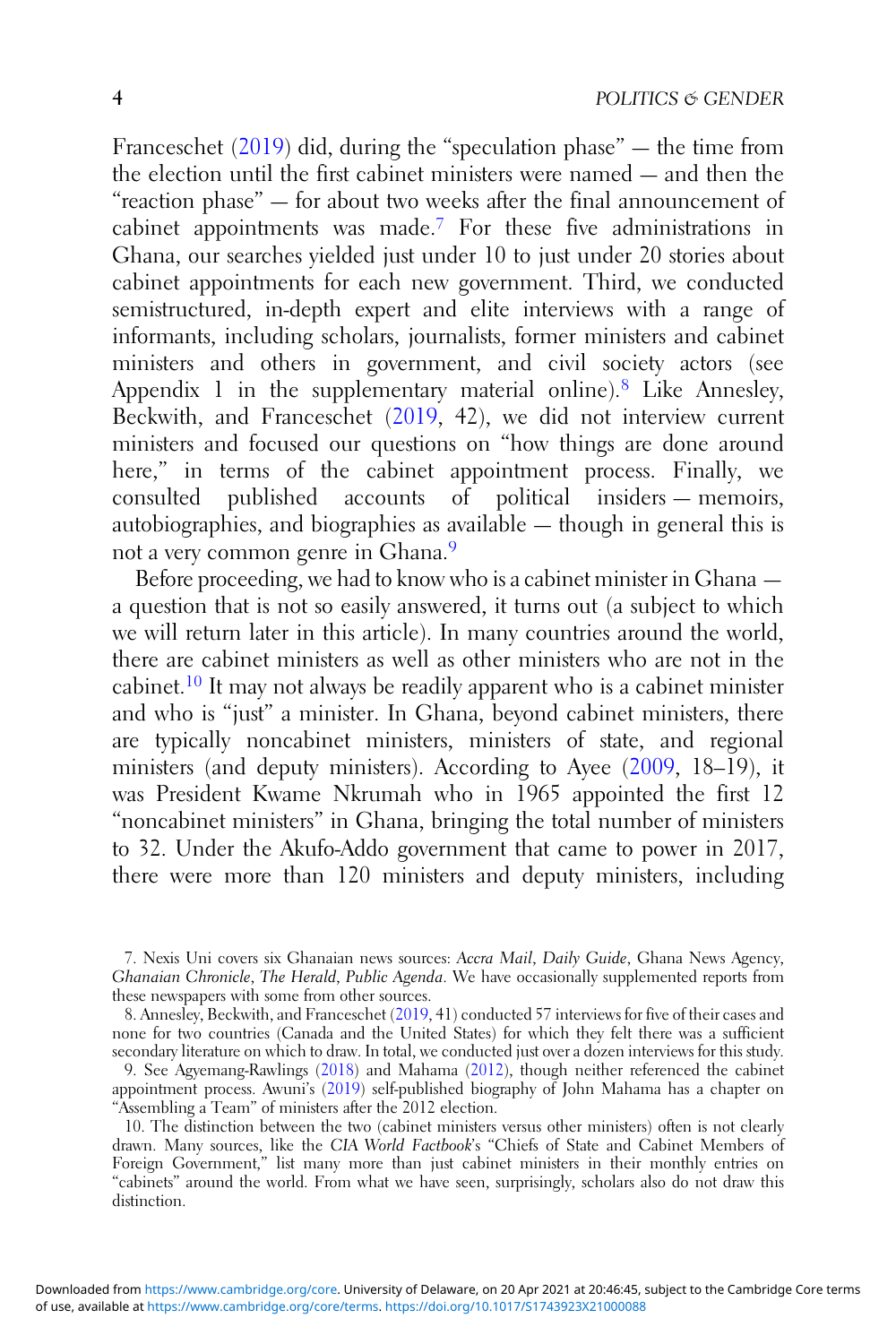Franceschet (2019) did, during the "speculation phase" — the time from the election until the first cabinet ministers were named — and then the "reaction phase" — for about two weeks after the final announcement of cabinet appointments was made.[7] For these five administrations in Ghana, our searches yielded just under 10 to just under 20 stories about cabinet appointments for each new government. Third, we conducted semistructured, in-depth expert and elite interviews with a range of informants, including scholars, journalists, former ministers and cabinet ministers and others in government, and civil society actors (see Appendix 1 in the supplementary material online).[8] Like Annesley, Beckwith, and Franceschet (2019, 42), we did not interview current ministers and focused our questions on "how things are done around here," in terms of the cabinet appointment process. Finally, we consulted published accounts of political insiders — memoirs, autobiographies, and biographies as available — though in general this is not a very common genre in Ghana.[9]

Before proceeding, we had to know who is a cabinet minister in Ghana — a question that is not so easily answered, it turns out (a subject to which we will return later in this article). In many countries around the world, there are cabinet ministers as well as other ministers who are not in the cabinet.[10] It may not always be readily apparent who is a cabinet minister and who is "just" a minister. In Ghana, beyond cabinet ministers, there are typically noncabinet ministers, ministers of state, and regional ministers (and deputy ministers). According to Ayee (2009, 18–19), it was President Kwame Nkrumah who in 1965 appointed the first 12 "noncabinet ministers" in Ghana, bringing the total number of ministers to 32. Under the Akufo-Addo government that came to power in 2017, there were more than 120 ministers and deputy ministers, including

7. Nexis Uni covers six Ghanaian news sources: *Accra Mail*, *Daily Guide*, Ghana News Agency, *Ghanaian Chronicle*, *The Herald*, *Public Agenda*. We have occasionally supplemented reports from these newspapers with some from other sources.

8. Annesley, Beckwith, and Franceschet (2019, 41) conducted 57 interviews for five of their cases and none for two countries (Canada and the United States) for which they felt there was a sufficient secondary literature on which to draw. In total, we conducted just over a dozen interviews for this study.

9. See Agyemang-Rawlings (2018) and Mahama (2012), though neither referenced the cabinet appointment process. Awuni's (2019) self-published biography of John Mahama has a chapter on "Assembling a Team" of ministers after the 2012 election.

10. The distinction between the two (cabinet ministers versus other ministers) often is not clearly drawn. Many sources, like the *CIA World Factbook*'s "Chiefs of State and Cabinet Members of Foreign Government," list many more than just cabinet ministers in their monthly entries on "cabinets" around the world. From what we have seen, surprisingly, scholars also do not draw this distinction.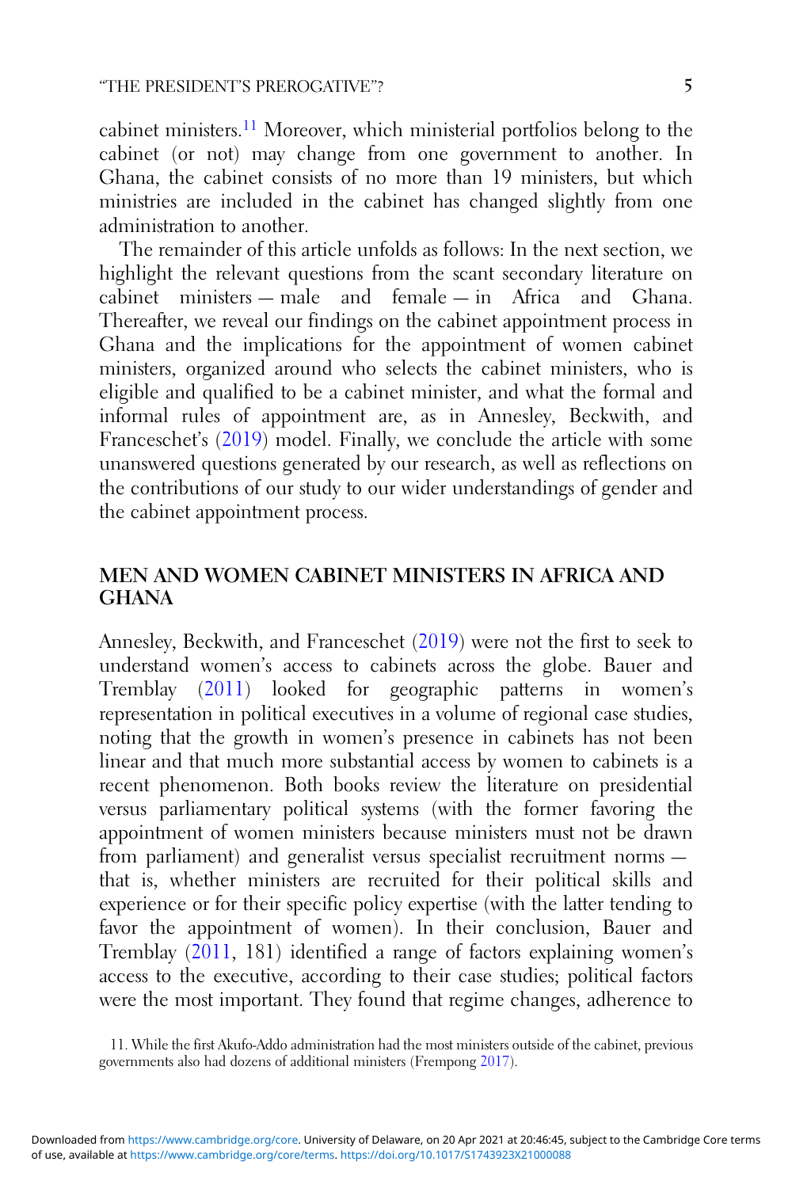cabinet ministers.[11] Moreover, which ministerial portfolios belong to the cabinet (or not) may change from one government to another. In Ghana, the cabinet consists of no more than 19 ministers, but which ministries are included in the cabinet has changed slightly from one administration to another.

The remainder of this article unfolds as follows: In the next section, we highlight the relevant questions from the scant secondary literature on cabinet ministers — male and female — in Africa and Ghana. Thereafter, we reveal our findings on the cabinet appointment process in Ghana and the implications for the appointment of women cabinet ministers, organized around who selects the cabinet ministers, who is eligible and qualified to be a cabinet minister, and what the formal and informal rules of appointment are, as in Annesley, Beckwith, and Franceschet's (2019) model. Finally, we conclude the article with some unanswered questions generated by our research, as well as reflections on the contributions of our study to our wider understandings of gender and the cabinet appointment process.

## MEN AND WOMEN CABINET MINISTERS IN AFRICA AND GHANA

Annesley, Beckwith, and Franceschet (2019) were not the first to seek to understand women's access to cabinets across the globe. Bauer and Tremblay (2011) looked for geographic patterns in women's representation in political executives in a volume of regional case studies, noting that the growth in women's presence in cabinets has not been linear and that much more substantial access by women to cabinets is a recent phenomenon. Both books review the literature on presidential versus parliamentary political systems (with the former favoring the appointment of women ministers because ministers must not be drawn from parliament) and generalist versus specialist recruitment norms — that is, whether ministers are recruited for their political skills and experience or for their specific policy expertise (with the latter tending to favor the appointment of women). In their conclusion, Bauer and Tremblay (2011, 181) identified a range of factors explaining women's access to the executive, according to their case studies; political factors were the most important. They found that regime changes, adherence to

11. While the first Akufo-Addo administration had the most ministers outside of the cabinet, previous governments also had dozens of additional ministers (Frempong 2017).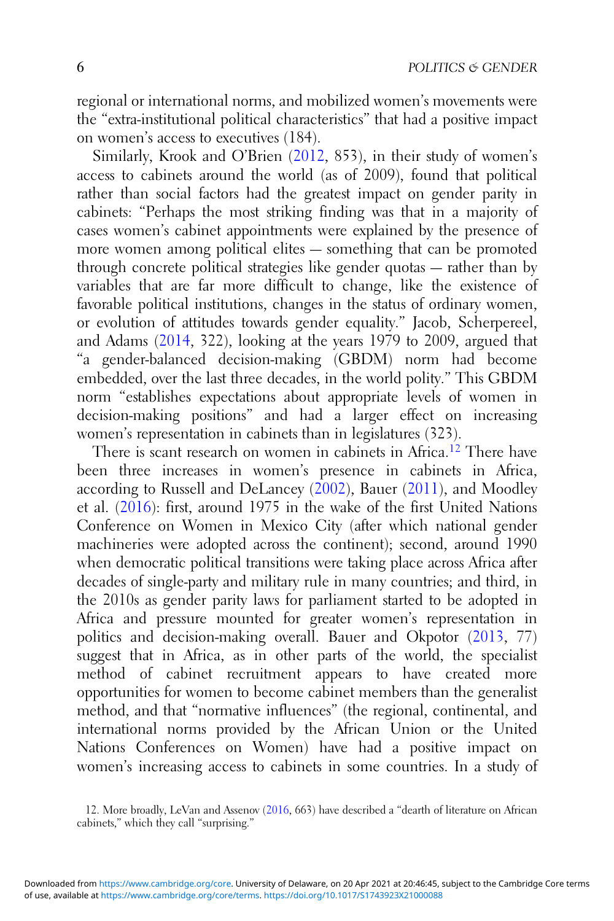regional or international norms, and mobilized women's movements were the "extra-institutional political characteristics" that had a positive impact on women's access to executives (184).

Similarly, Krook and O'Brien (2012, 853), in their study of women's access to cabinets around the world (as of 2009), found that political rather than social factors had the greatest impact on gender parity in cabinets: "Perhaps the most striking finding was that in a majority of cases women's cabinet appointments were explained by the presence of more women among political elites — something that can be promoted through concrete political strategies like gender quotas — rather than by variables that are far more difficult to change, like the existence of favorable political institutions, changes in the status of ordinary women, or evolution of attitudes towards gender equality." Jacob, Scherpereel, and Adams (2014, 322), looking at the years 1979 to 2009, argued that "a gender-balanced decision-making (GBDM) norm had become embedded, over the last three decades, in the world polity." This GBDM norm "establishes expectations about appropriate levels of women in decision-making positions" and had a larger effect on increasing women's representation in cabinets than in legislatures (323).

There is scant research on women in cabinets in Africa.[12] There have been three increases in women's presence in cabinets in Africa, according to Russell and DeLancey (2002), Bauer (2011), and Moodley et al. (2016): first, around 1975 in the wake of the first United Nations Conference on Women in Mexico City (after which national gender machineries were adopted across the continent); second, around 1990 when democratic political transitions were taking place across Africa after decades of single-party and military rule in many countries; and third, in the 2010s as gender parity laws for parliament started to be adopted in Africa and pressure mounted for greater women's representation in politics and decision-making overall. Bauer and Okpotor (2013, 77) suggest that in Africa, as in other parts of the world, the specialist method of cabinet recruitment appears to have created more opportunities for women to become cabinet members than the generalist method, and that "normative influences" (the regional, continental, and international norms provided by the African Union or the United Nations Conferences on Women) have had a positive impact on women's increasing access to cabinets in some countries. In a study of

12. More broadly, LeVan and Assenov (2016, 663) have described a "dearth of literature on African cabinets," which they call "surprising."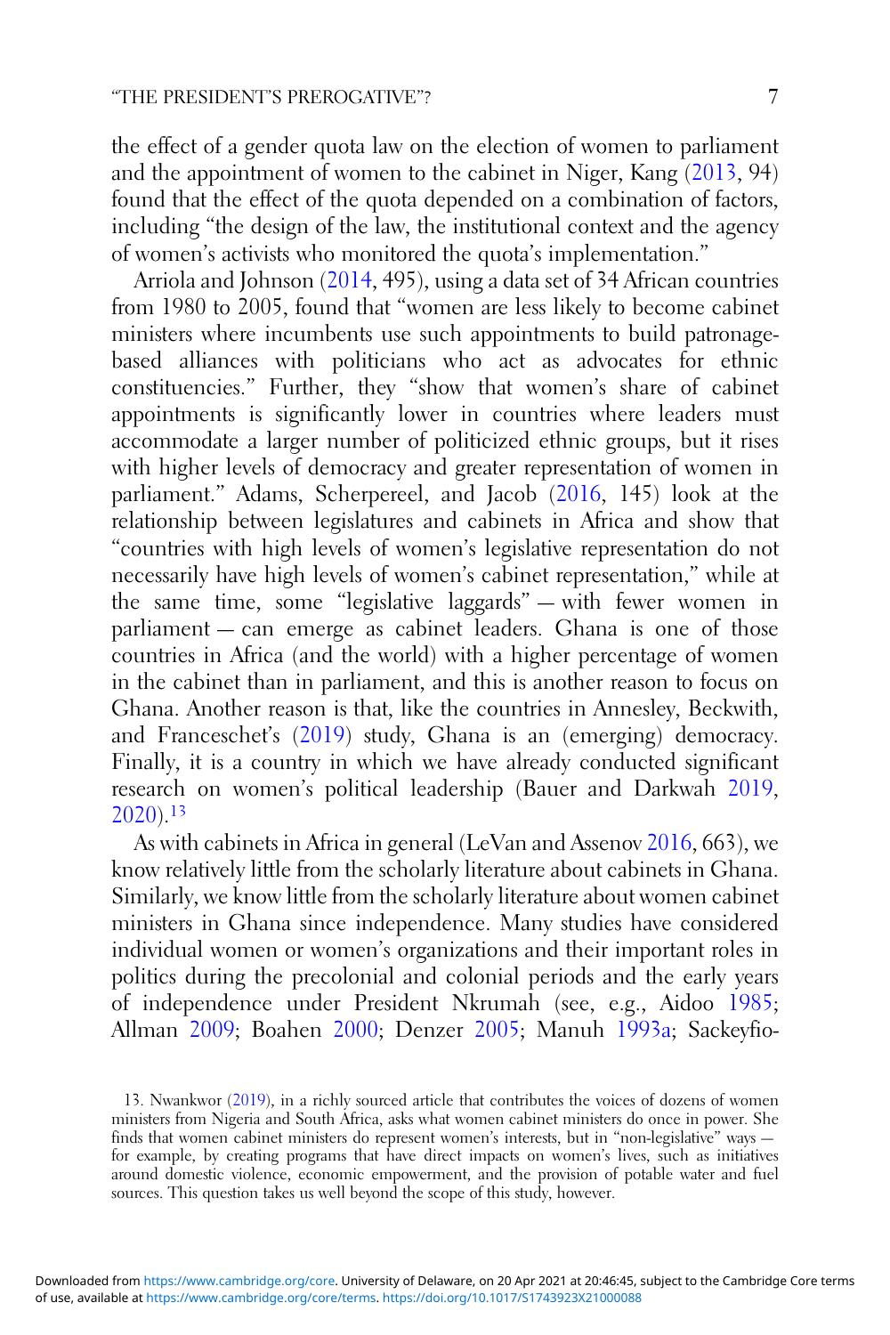the effect of a gender quota law on the election of women to parliament and the appointment of women to the cabinet in Niger, Kang (2013, 94) found that the effect of the quota depended on a combination of factors, including "the design of the law, the institutional context and the agency of women's activists who monitored the quota's implementation."

Arriola and Johnson (2014, 495), using a data set of 34 African countries from 1980 to 2005, found that "women are less likely to become cabinet ministers where incumbents use such appointments to build patronage-based alliances with politicians who act as advocates for ethnic constituencies." Further, they "show that women's share of cabinet appointments is significantly lower in countries where leaders must accommodate a larger number of politicized ethnic groups, but it rises with higher levels of democracy and greater representation of women in parliament." Adams, Scherpereel, and Jacob (2016, 145) look at the relationship between legislatures and cabinets in Africa and show that "countries with high levels of women's legislative representation do not necessarily have high levels of women's cabinet representation," while at the same time, some "legislative laggards" — with fewer women in parliament — can emerge as cabinet leaders. Ghana is one of those countries in Africa (and the world) with a higher percentage of women in the cabinet than in parliament, and this is another reason to focus on Ghana. Another reason is that, like the countries in Annesley, Beckwith, and Franceschet's (2019) study, Ghana is an (emerging) democracy. Finally, it is a country in which we have already conducted significant research on women's political leadership (Bauer and Darkwah 2019, 2020).[13]

As with cabinets in Africa in general (LeVan and Assenov 2016, 663), we know relatively little from the scholarly literature about cabinets in Ghana. Similarly, we know little from the scholarly literature about women cabinet ministers in Ghana since independence. Many studies have considered individual women or women's organizations and their important roles in politics during the precolonial and colonial periods and the early years of independence under President Nkrumah (see, e.g., Aidoo 1985; Allman 2009; Boahen 2000; Denzer 2005; Manuh 1993a; Sackeyfio-

13. Nwankwor (2019), in a richly sourced article that contributes the voices of dozens of women ministers from Nigeria and South Africa, asks what women cabinet ministers do once in power. She finds that women cabinet ministers do represent women's interests, but in "non-legislative" ways — for example, by creating programs that have direct impacts on women's lives, such as initiatives around domestic violence, economic empowerment, and the provision of potable water and fuel sources. This question takes us well beyond the scope of this study, however.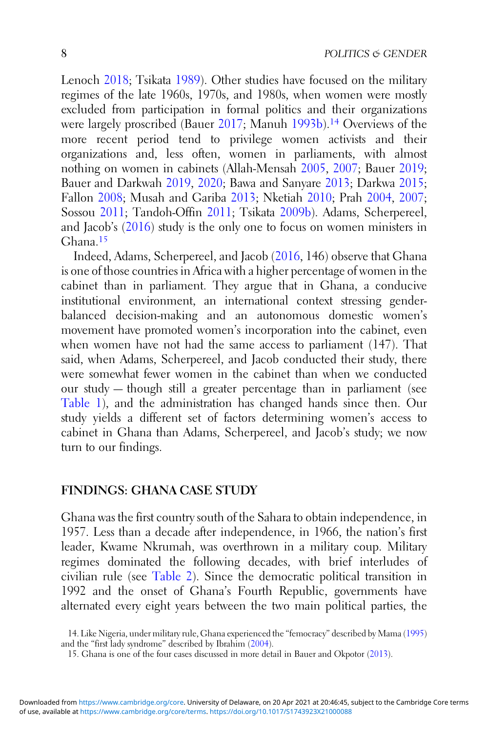Lenoch 2018; Tsikata 1989). Other studies have focused on the military regimes of the late 1960s, 1970s, and 1980s, when women were mostly excluded from participation in formal politics and their organizations were largely proscribed (Bauer 2017; Manuh 1993b).[14] Overviews of the more recent period tend to privilege women activists and their organizations and, less often, women in parliaments, with almost nothing on women in cabinets (Allah-Mensah 2005, 2007; Bauer 2019; Bauer and Darkwah 2019, 2020; Bawa and Sanyare 2013; Darkwa 2015; Fallon 2008; Musah and Gariba 2013; Nketiah 2010; Prah 2004, 2007; Sossou 2011; Tandoh-Offin 2011; Tsikata 2009b). Adams, Scherpereel, and Jacob's (2016) study is the only one to focus on women ministers in Ghana.[15]

Indeed, Adams, Scherpereel, and Jacob (2016, 146) observe that Ghana is one of those countries in Africa with a higher percentage of women in the cabinet than in parliament. They argue that in Ghana, a conducive institutional environment, an international context stressing gender-balanced decision-making and an autonomous domestic women's movement have promoted women's incorporation into the cabinet, even when women have not had the same access to parliament (147). That said, when Adams, Scherpereel, and Jacob conducted their study, there were somewhat fewer women in the cabinet than when we conducted our study — though still a greater percentage than in parliament (see Table 1), and the administration has changed hands since then. Our study yields a different set of factors determining women's access to cabinet in Ghana than Adams, Scherpereel, and Jacob's study; we now turn to our findings.

## FINDINGS: GHANA CASE STUDY

Ghana was the first country south of the Sahara to obtain independence, in 1957. Less than a decade after independence, in 1966, the nation's first leader, Kwame Nkrumah, was overthrown in a military coup. Military regimes dominated the following decades, with brief interludes of civilian rule (see Table 2). Since the democratic political transition in 1992 and the onset of Ghana's Fourth Republic, governments have alternated every eight years between the two main political parties, the

14. Like Nigeria, under military rule, Ghana experienced the "femocracy" described by Mama (1995) and the "first lady syndrome" described by Ibrahim (2004).

15. Ghana is one of the four cases discussed in more detail in Bauer and Okpotor (2013).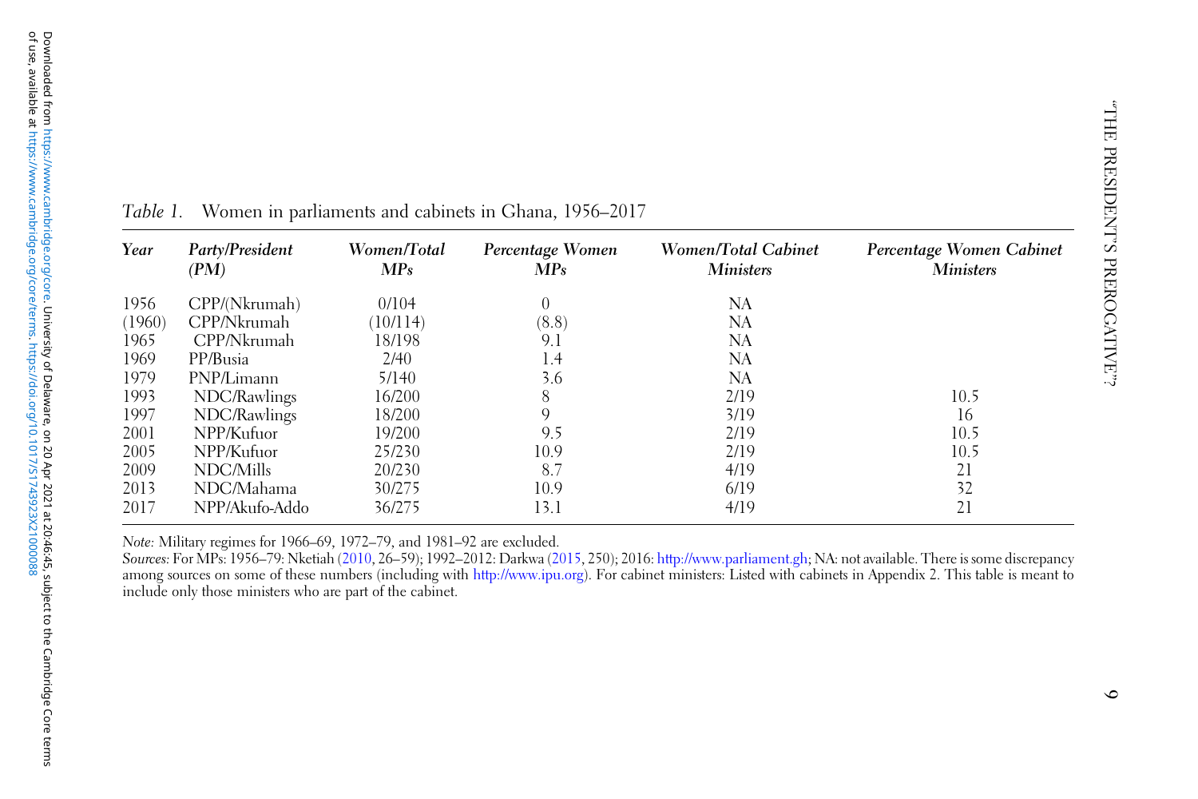*Table 1.* Women in parliaments and cabinets in Ghana, 1956–2017

| *Year* | *Party/President (PM)* | *Women/Total MPs* | *Percentage Women MPs* | *Women/Total Cabinet Ministers* | *Percentage Women Cabinet Ministers* |
|---|---|---|---|---|---|
| 1956 | CPP/(Nkrumah) | 0/104 | 0 | NA | |
| (1960) | CPP/Nkrumah | (10/114) | (8.8) | NA | |
| 1965 | CPP/Nkrumah | 18/198 | 9.1 | NA | |
| 1969 | PP/Busia | 2/40 | 1.4 | NA | |
| 1979 | PNP/Limann | 5/140 | 3.6 | NA | |
| 1993 | NDC/Rawlings | 16/200 | 8 | 2/19 | 10.5 |
| 1997 | NDC/Rawlings | 18/200 | 9 | 3/19 | 16 |
| 2001 | NPP/Kufuor | 19/200 | 9.5 | 2/19 | 10.5 |
| 2005 | NPP/Kufuor | 25/230 | 10.9 | 2/19 | 10.5 |
| 2009 | NDC/Mills | 20/230 | 8.7 | 4/19 | 21 |
| 2013 | NDC/Mahama | 30/275 | 10.9 | 6/19 | 32 |
| 2017 | NPP/Akufo-Addo | 36/275 | 13.1 | 4/19 | 21 |

*Note:* Military regimes for 1966–69, 1972–79, and 1981–92 are excluded.
*Sources:* For MPs: 1956–79: Nketiah (2010, 26–59); 1992–2012: Darkwa (2015, 250); 2016: http://www.parliament.gh; NA: not available. There is some discrepancy among sources on some of these numbers (including with http://www.ipu.org). For cabinet ministers: Listed with cabinets in Appendix 2. This table is meant to include only those ministers who are part of the cabinet.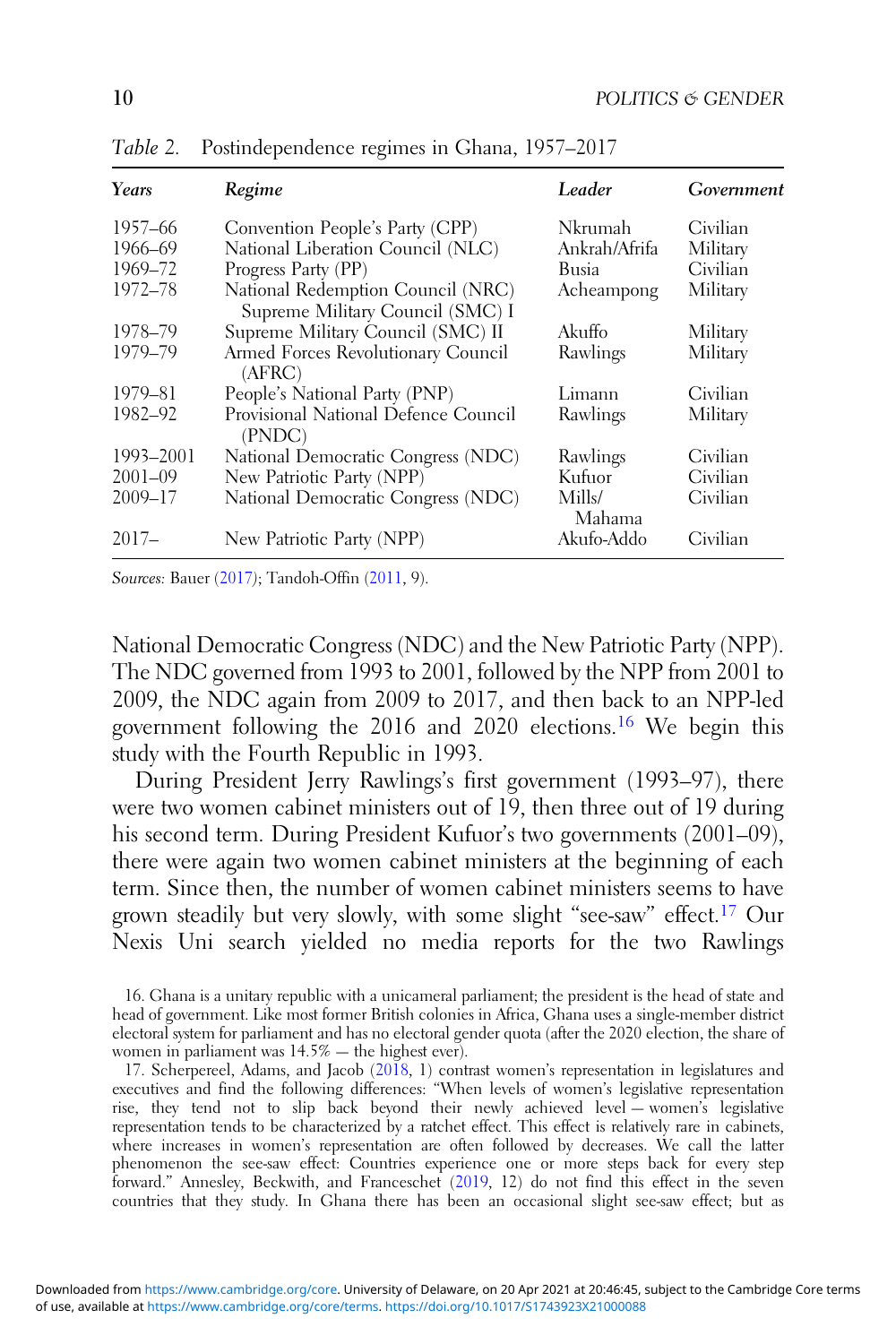*Table 2.* Postindependence regimes in Ghana, 1957–2017

| *Years* | *Regime* | *Leader* | *Government* |
|---|---|---|---|
| 1957–66 | Convention People's Party (CPP) | Nkrumah | Civilian |
| 1966–69 | National Liberation Council (NLC) | Ankrah/Afrifa | Military |
| 1969–72 | Progress Party (PP) | Busia | Civilian |
| 1972–78 | National Redemption Council (NRC) Supreme Military Council (SMC) I | Acheampong | Military |
| 1978–79 | Supreme Military Council (SMC) II | Akuffo | Military |
| 1979–79 | Armed Forces Revolutionary Council (AFRC) | Rawlings | Military |
| 1979–81 | People's National Party (PNP) | Limann | Civilian |
| 1982–92 | Provisional National Defence Council (PNDC) | Rawlings | Military |
| 1993–2001 | National Democratic Congress (NDC) | Rawlings | Civilian |
| 2001–09 | New Patriotic Party (NPP) | Kufuor | Civilian |
| 2009–17 | National Democratic Congress (NDC) | Mills/ Mahama | Civilian |
| 2017– | New Patriotic Party (NPP) | Akufo-Addo | Civilian |

*Sources:* Bauer (2017); Tandoh-Offin (2011, 9).

National Democratic Congress (NDC) and the New Patriotic Party (NPP). The NDC governed from 1993 to 2001, followed by the NPP from 2001 to 2009, the NDC again from 2009 to 2017, and then back to an NPP-led government following the 2016 and 2020 elections.[16] We begin this study with the Fourth Republic in 1993.

During President Jerry Rawlings's first government (1993–97), there were two women cabinet ministers out of 19, then three out of 19 during his second term. During President Kufuor's two governments (2001–09), there were again two women cabinet ministers at the beginning of each term. Since then, the number of women cabinet ministers seems to have grown steadily but very slowly, with some slight "see-saw" effect.[17] Our Nexis Uni search yielded no media reports for the two Rawlings

16. Ghana is a unitary republic with a unicameral parliament; the president is the head of state and head of government. Like most former British colonies in Africa, Ghana uses a single-member district electoral system for parliament and has no electoral gender quota (after the 2020 election, the share of women in parliament was 14.5% — the highest ever).

17. Scherpereel, Adams, and Jacob (2018, 1) contrast women's representation in legislatures and executives and find the following differences: "When levels of women's legislative representation rise, they tend not to slip back beyond their newly achieved level — women's legislative representation tends to be characterized by a ratchet effect. This effect is relatively rare in cabinets, where increases in women's representation are often followed by decreases. We call the latter phenomenon the see-saw effect: Countries experience one or more steps back for every step forward." Annesley, Beckwith, and Franceschet (2019, 12) do not find this effect in the seven countries that they study. In Ghana there has been an occasional slight see-saw effect; but as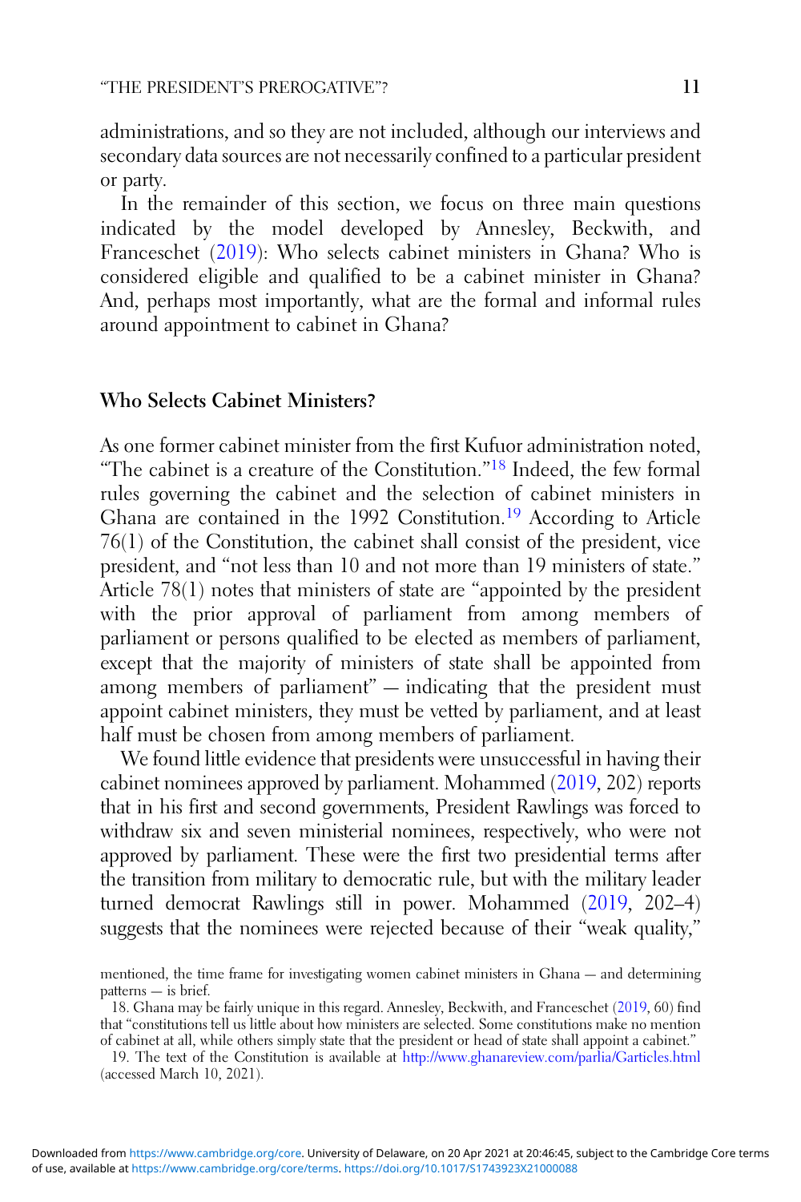administrations, and so they are not included, although our interviews and secondary data sources are not necessarily confined to a particular president or party.

In the remainder of this section, we focus on three main questions indicated by the model developed by Annesley, Beckwith, and Franceschet (2019): Who selects cabinet ministers in Ghana? Who is considered eligible and qualified to be a cabinet minister in Ghana? And, perhaps most importantly, what are the formal and informal rules around appointment to cabinet in Ghana?

## Who Selects Cabinet Ministers?

As one former cabinet minister from the first Kufuor administration noted, "The cabinet is a creature of the Constitution."[18] Indeed, the few formal rules governing the cabinet and the selection of cabinet ministers in Ghana are contained in the 1992 Constitution.[19] According to Article 76(1) of the Constitution, the cabinet shall consist of the president, vice president, and "not less than 10 and not more than 19 ministers of state." Article 78(1) notes that ministers of state are "appointed by the president with the prior approval of parliament from among members of parliament or persons qualified to be elected as members of parliament, except that the majority of ministers of state shall be appointed from among members of parliament" — indicating that the president must appoint cabinet ministers, they must be vetted by parliament, and at least half must be chosen from among members of parliament.

We found little evidence that presidents were unsuccessful in having their cabinet nominees approved by parliament. Mohammed (2019, 202) reports that in his first and second governments, President Rawlings was forced to withdraw six and seven ministerial nominees, respectively, who were not approved by parliament. These were the first two presidential terms after the transition from military to democratic rule, but with the military leader turned democrat Rawlings still in power. Mohammed (2019, 202–4) suggests that the nominees were rejected because of their "weak quality,"

mentioned, the time frame for investigating women cabinet ministers in Ghana — and determining patterns — is brief.

18. Ghana may be fairly unique in this regard. Annesley, Beckwith, and Franceschet (2019, 60) find that "constitutions tell us little about how ministers are selected. Some constitutions make no mention of cabinet at all, while others simply state that the president or head of state shall appoint a cabinet."

19. The text of the Constitution is available at http://www.ghanareview.com/parlia/Garticles.html (accessed March 10, 2021).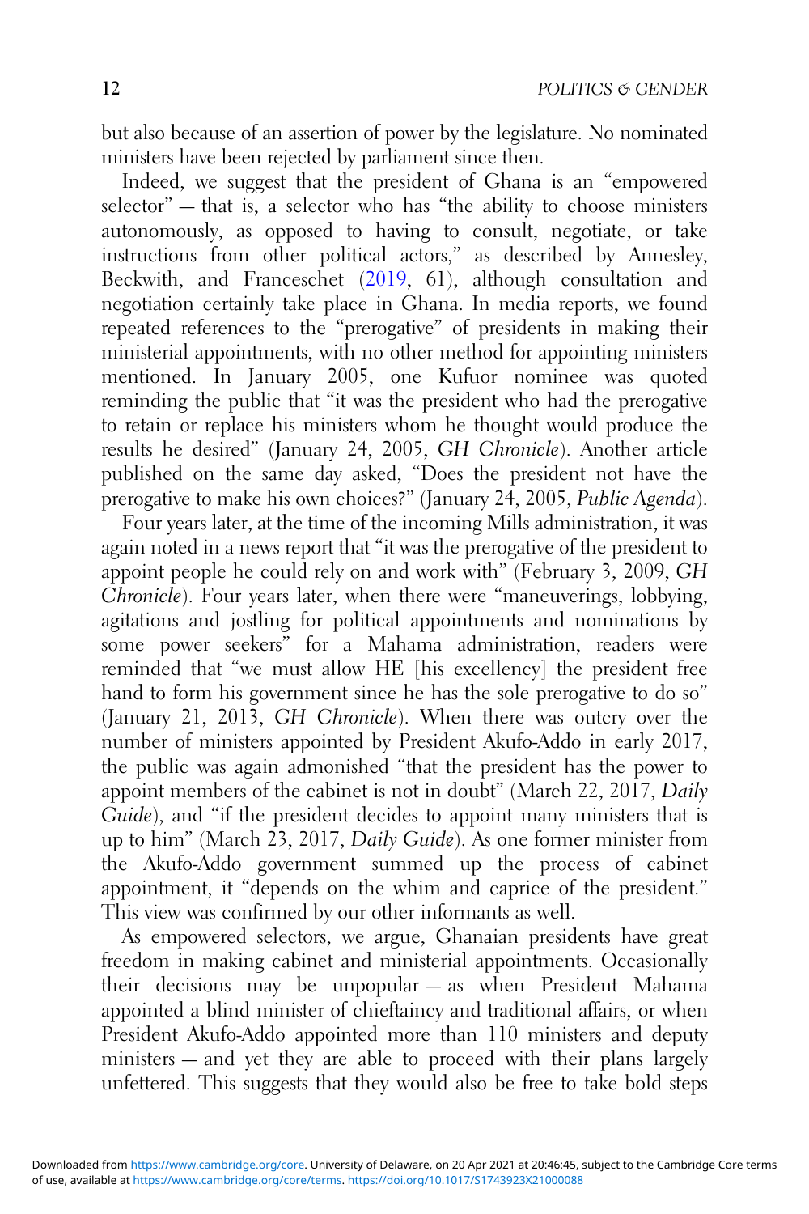but also because of an assertion of power by the legislature. No nominated ministers have been rejected by parliament since then.

Indeed, we suggest that the president of Ghana is an "empowered selector" — that is, a selector who has "the ability to choose ministers autonomously, as opposed to having to consult, negotiate, or take instructions from other political actors," as described by Annesley, Beckwith, and Franceschet (2019, 61), although consultation and negotiation certainly take place in Ghana. In media reports, we found repeated references to the "prerogative" of presidents in making their ministerial appointments, with no other method for appointing ministers mentioned. In January 2005, one Kufuor nominee was quoted reminding the public that "it was the president who had the prerogative to retain or replace his ministers whom he thought would produce the results he desired" (January 24, 2005, *GH Chronicle*). Another article published on the same day asked, "Does the president not have the prerogative to make his own choices?" (January 24, 2005, *Public Agenda*).

Four years later, at the time of the incoming Mills administration, it was again noted in a news report that "it was the prerogative of the president to appoint people he could rely on and work with" (February 3, 2009, *GH Chronicle*). Four years later, when there were "maneuverings, lobbying, agitations and jostling for political appointments and nominations by some power seekers" for a Mahama administration, readers were reminded that "we must allow HE [his excellency] the president free hand to form his government since he has the sole prerogative to do so" (January 21, 2013, *GH Chronicle*). When there was outcry over the number of ministers appointed by President Akufo-Addo in early 2017, the public was again admonished "that the president has the power to appoint members of the cabinet is not in doubt" (March 22, 2017, *Daily Guide*), and "if the president decides to appoint many ministers that is up to him" (March 23, 2017, *Daily Guide*). As one former minister from the Akufo-Addo government summed up the process of cabinet appointment, it "depends on the whim and caprice of the president." This view was confirmed by our other informants as well.

As empowered selectors, we argue, Ghanaian presidents have great freedom in making cabinet and ministerial appointments. Occasionally their decisions may be unpopular — as when President Mahama appointed a blind minister of chieftaincy and traditional affairs, or when President Akufo-Addo appointed more than 110 ministers and deputy ministers — and yet they are able to proceed with their plans largely unfettered. This suggests that they would also be free to take bold steps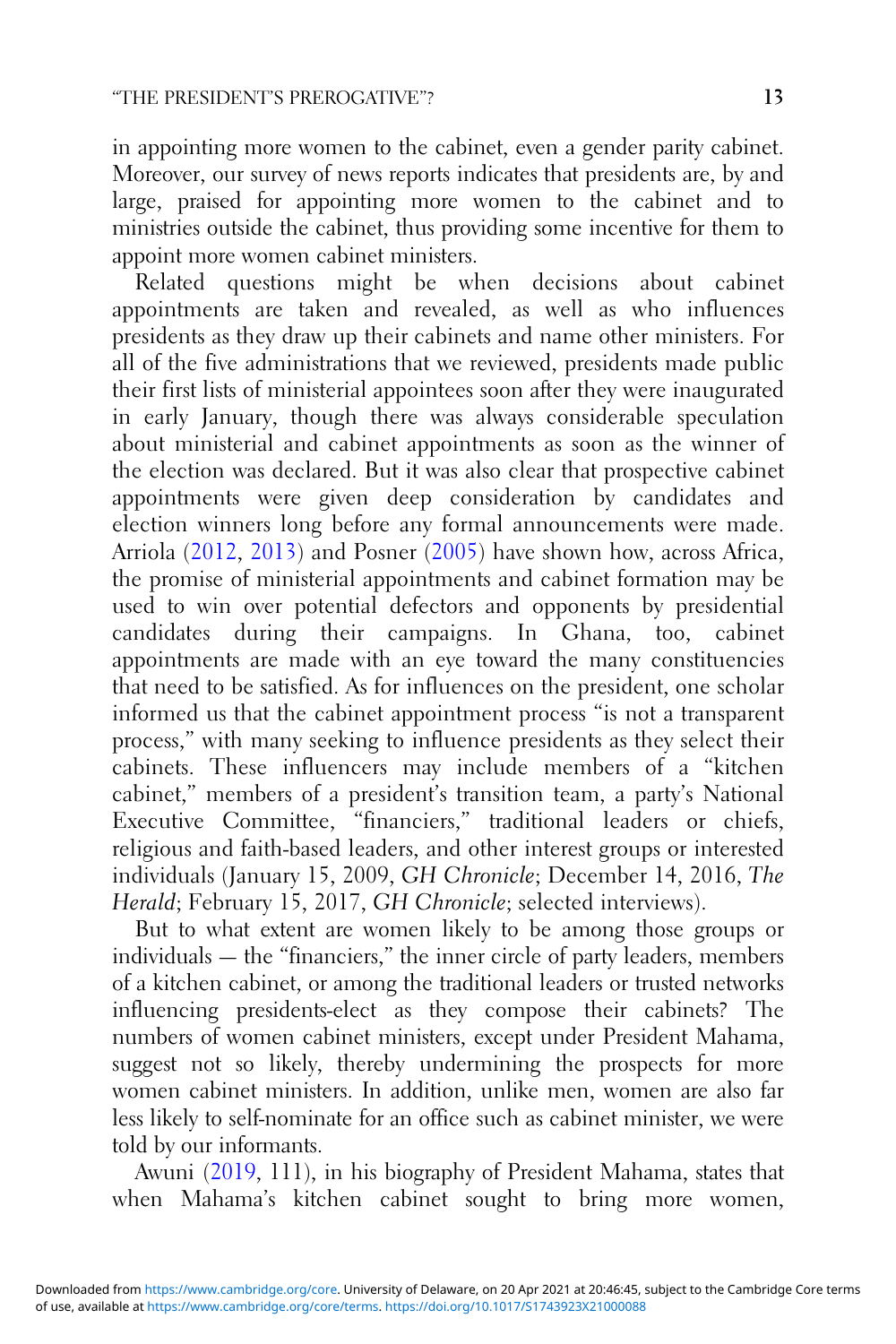in appointing more women to the cabinet, even a gender parity cabinet. Moreover, our survey of news reports indicates that presidents are, by and large, praised for appointing more women to the cabinet and to ministries outside the cabinet, thus providing some incentive for them to appoint more women cabinet ministers.

Related questions might be when decisions about cabinet appointments are taken and revealed, as well as who influences presidents as they draw up their cabinets and name other ministers. For all of the five administrations that we reviewed, presidents made public their first lists of ministerial appointees soon after they were inaugurated in early January, though there was always considerable speculation about ministerial and cabinet appointments as soon as the winner of the election was declared. But it was also clear that prospective cabinet appointments were given deep consideration by candidates and election winners long before any formal announcements were made. Arriola (2012, 2013) and Posner (2005) have shown how, across Africa, the promise of ministerial appointments and cabinet formation may be used to win over potential defectors and opponents by presidential candidates during their campaigns. In Ghana, too, cabinet appointments are made with an eye toward the many constituencies that need to be satisfied. As for influences on the president, one scholar informed us that the cabinet appointment process "is not a transparent process," with many seeking to influence presidents as they select their cabinets. These influencers may include members of a "kitchen cabinet," members of a president's transition team, a party's National Executive Committee, "financiers," traditional leaders or chiefs, religious and faith-based leaders, and other interest groups or interested individuals (January 15, 2009, *GH Chronicle*; December 14, 2016, *The Herald*; February 15, 2017, *GH Chronicle*; selected interviews).

But to what extent are women likely to be among those groups or individuals — the "financiers," the inner circle of party leaders, members of a kitchen cabinet, or among the traditional leaders or trusted networks influencing presidents-elect as they compose their cabinets? The numbers of women cabinet ministers, except under President Mahama, suggest not so likely, thereby undermining the prospects for more women cabinet ministers. In addition, unlike men, women are also far less likely to self-nominate for an office such as cabinet minister, we were told by our informants.

Awuni (2019, 111), in his biography of President Mahama, states that when Mahama's kitchen cabinet sought to bring more women,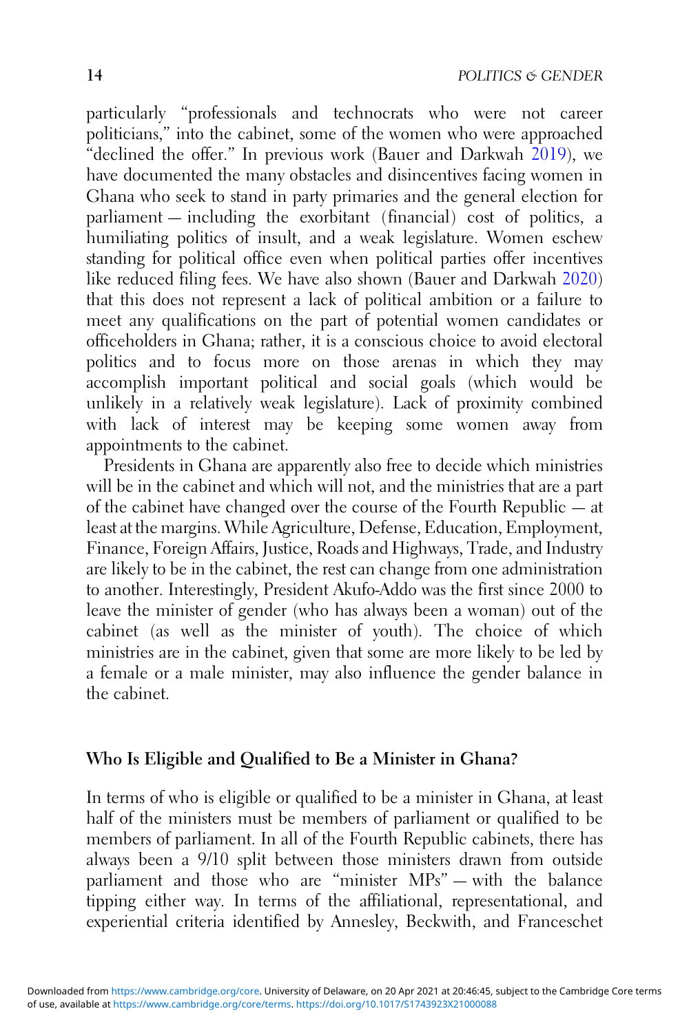particularly "professionals and technocrats who were not career politicians," into the cabinet, some of the women who were approached "declined the offer." In previous work (Bauer and Darkwah 2019), we have documented the many obstacles and disincentives facing women in Ghana who seek to stand in party primaries and the general election for parliament — including the exorbitant (financial) cost of politics, a humiliating politics of insult, and a weak legislature. Women eschew standing for political office even when political parties offer incentives like reduced filing fees. We have also shown (Bauer and Darkwah 2020) that this does not represent a lack of political ambition or a failure to meet any qualifications on the part of potential women candidates or officeholders in Ghana; rather, it is a conscious choice to avoid electoral politics and to focus more on those arenas in which they may accomplish important political and social goals (which would be unlikely in a relatively weak legislature). Lack of proximity combined with lack of interest may be keeping some women away from appointments to the cabinet.

Presidents in Ghana are apparently also free to decide which ministries will be in the cabinet and which will not, and the ministries that are a part of the cabinet have changed over the course of the Fourth Republic — at least at the margins. While Agriculture, Defense, Education, Employment, Finance, Foreign Affairs, Justice, Roads and Highways, Trade, and Industry are likely to be in the cabinet, the rest can change from one administration to another. Interestingly, President Akufo-Addo was the first since 2000 to leave the minister of gender (who has always been a woman) out of the cabinet (as well as the minister of youth). The choice of which ministries are in the cabinet, given that some are more likely to be led by a female or a male minister, may also influence the gender balance in the cabinet.

## Who Is Eligible and Qualified to Be a Minister in Ghana?

In terms of who is eligible or qualified to be a minister in Ghana, at least half of the ministers must be members of parliament or qualified to be members of parliament. In all of the Fourth Republic cabinets, there has always been a 9/10 split between those ministers drawn from outside parliament and those who are "minister MPs" — with the balance tipping either way. In terms of the affiliational, representational, and experiential criteria identified by Annesley, Beckwith, and Franceschet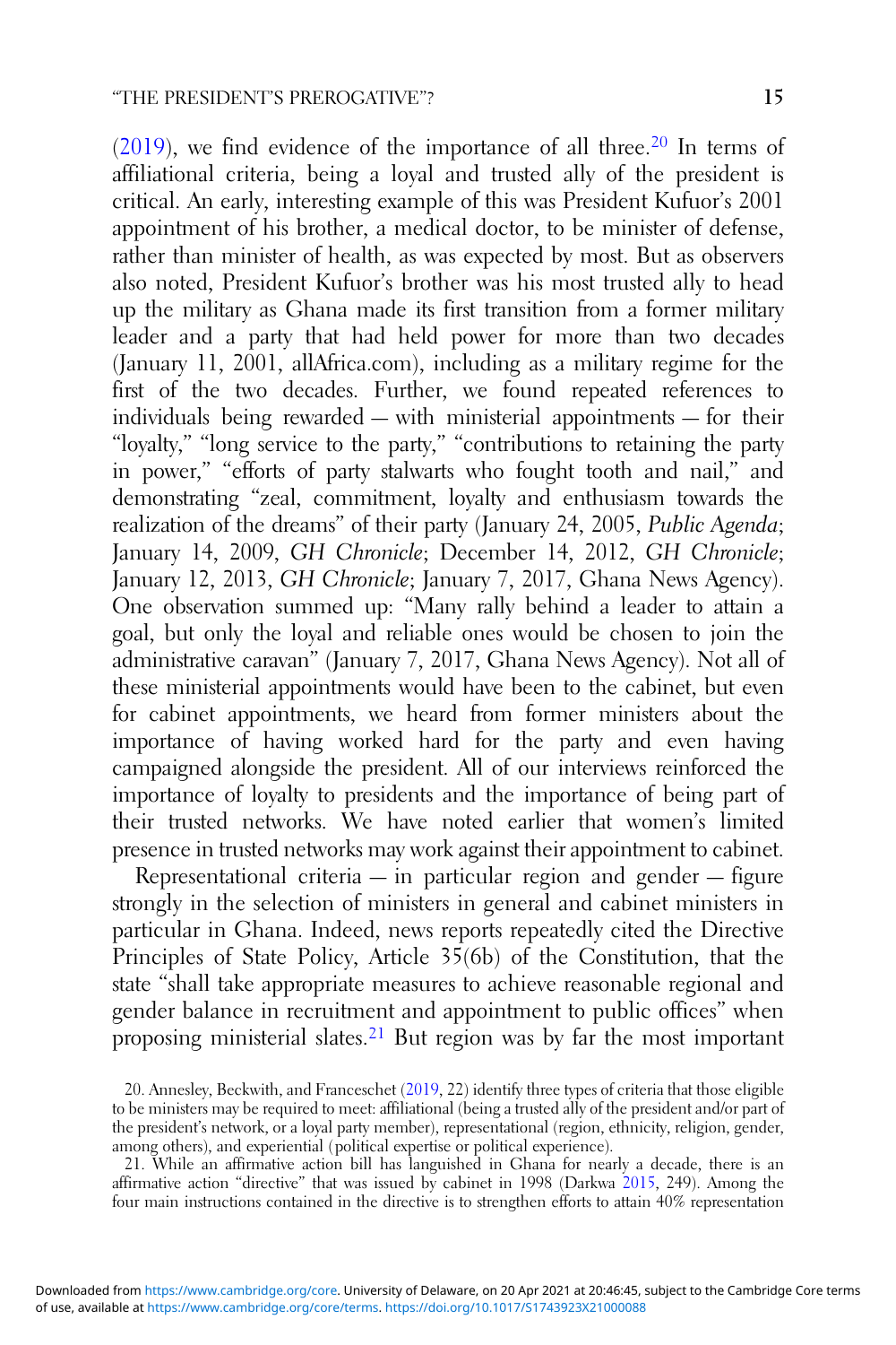(2019), we find evidence of the importance of all three.[20] In terms of affiliational criteria, being a loyal and trusted ally of the president is critical. An early, interesting example of this was President Kufuor's 2001 appointment of his brother, a medical doctor, to be minister of defense, rather than minister of health, as was expected by most. But as observers also noted, President Kufuor's brother was his most trusted ally to head up the military as Ghana made its first transition from a former military leader and a party that had held power for more than two decades (January 11, 2001, allAfrica.com), including as a military regime for the first of the two decades. Further, we found repeated references to individuals being rewarded — with ministerial appointments — for their "loyalty," "long service to the party," "contributions to retaining the party in power," "efforts of party stalwarts who fought tooth and nail," and demonstrating "zeal, commitment, loyalty and enthusiasm towards the realization of the dreams" of their party (January 24, 2005, *Public Agenda*; January 14, 2009, *GH Chronicle*; December 14, 2012, *GH Chronicle*; January 12, 2013, *GH Chronicle*; January 7, 2017, Ghana News Agency). One observation summed up: "Many rally behind a leader to attain a goal, but only the loyal and reliable ones would be chosen to join the administrative caravan" (January 7, 2017, Ghana News Agency). Not all of these ministerial appointments would have been to the cabinet, but even for cabinet appointments, we heard from former ministers about the importance of having worked hard for the party and even having campaigned alongside the president. All of our interviews reinforced the importance of loyalty to presidents and the importance of being part of their trusted networks. We have noted earlier that women's limited presence in trusted networks may work against their appointment to cabinet.

Representational criteria — in particular region and gender — figure strongly in the selection of ministers in general and cabinet ministers in particular in Ghana. Indeed, news reports repeatedly cited the Directive Principles of State Policy, Article 35(6b) of the Constitution, that the state "shall take appropriate measures to achieve reasonable regional and gender balance in recruitment and appointment to public offices" when proposing ministerial slates.[21] But region was by far the most important

20. Annesley, Beckwith, and Franceschet (2019, 22) identify three types of criteria that those eligible to be ministers may be required to meet: affiliational (being a trusted ally of the president and/or part of the president's network, or a loyal party member), representational (region, ethnicity, religion, gender, among others), and experiential (political expertise or political experience).

21. While an affirmative action bill has languished in Ghana for nearly a decade, there is an affirmative action "directive" that was issued by cabinet in 1998 (Darkwa 2015, 249). Among the four main instructions contained in the directive is to strengthen efforts to attain 40% representation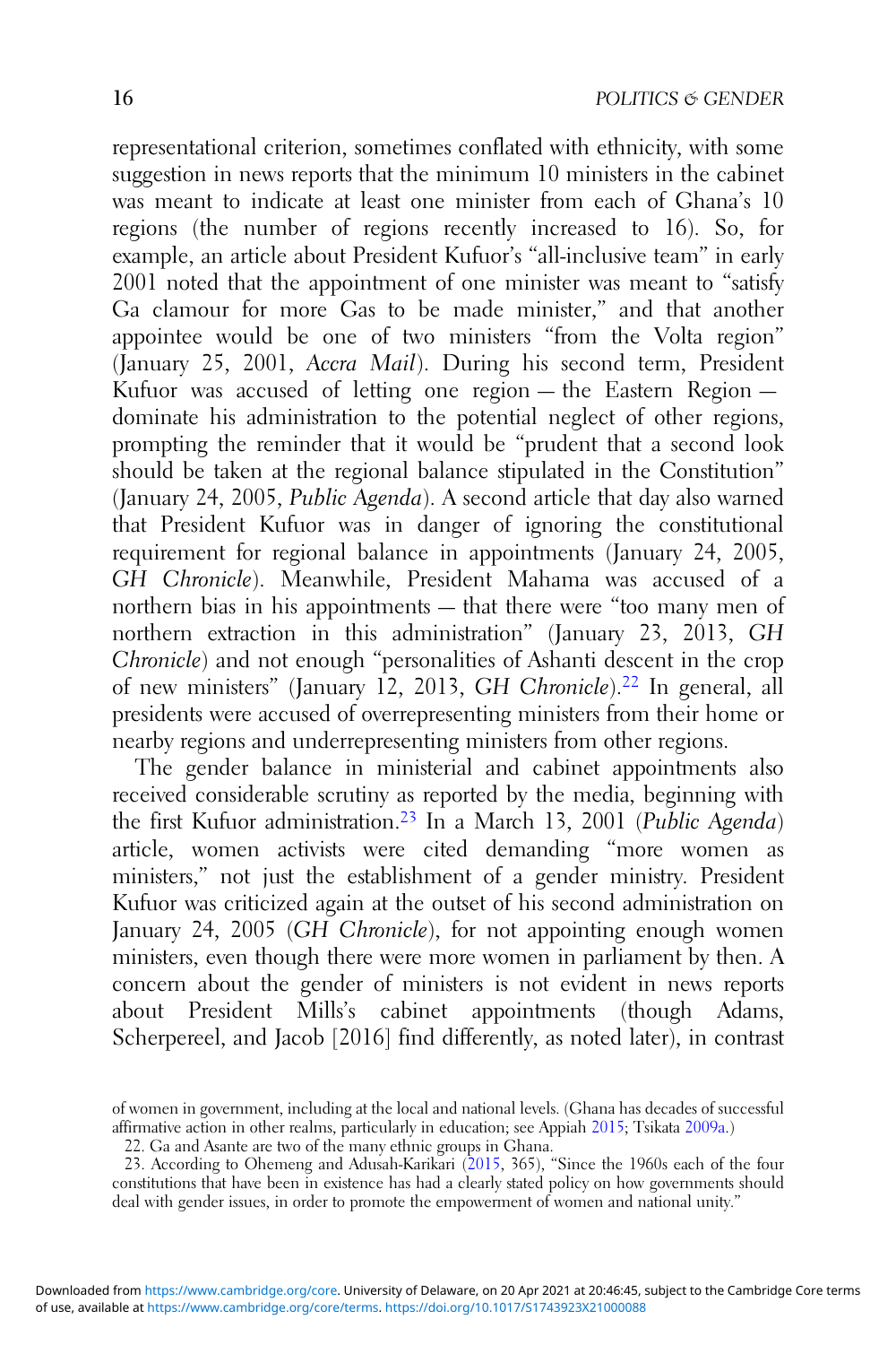representational criterion, sometimes conflated with ethnicity, with some suggestion in news reports that the minimum 10 ministers in the cabinet was meant to indicate at least one minister from each of Ghana's 10 regions (the number of regions recently increased to 16). So, for example, an article about President Kufuor's "all-inclusive team" in early 2001 noted that the appointment of one minister was meant to "satisfy Ga clamour for more Gas to be made minister," and that another appointee would be one of two ministers "from the Volta region" (January 25, 2001, *Accra Mail*). During his second term, President Kufuor was accused of letting one region — the Eastern Region — dominate his administration to the potential neglect of other regions, prompting the reminder that it would be "prudent that a second look should be taken at the regional balance stipulated in the Constitution" (January 24, 2005, *Public Agenda*). A second article that day also warned that President Kufuor was in danger of ignoring the constitutional requirement for regional balance in appointments (January 24, 2005, *GH Chronicle*). Meanwhile, President Mahama was accused of a northern bias in his appointments — that there were "too many men of northern extraction in this administration" (January 23, 2013, *GH Chronicle*) and not enough "personalities of Ashanti descent in the crop of new ministers" (January 12, 2013, *GH Chronicle*).[22] In general, all presidents were accused of overrepresenting ministers from their home or nearby regions and underrepresenting ministers from other regions.

The gender balance in ministerial and cabinet appointments also received considerable scrutiny as reported by the media, beginning with the first Kufuor administration.[23] In a March 13, 2001 (*Public Agenda*) article, women activists were cited demanding "more women as ministers," not just the establishment of a gender ministry. President Kufuor was criticized again at the outset of his second administration on January 24, 2005 (*GH Chronicle*), for not appointing enough women ministers, even though there were more women in parliament by then. A concern about the gender of ministers is not evident in news reports about President Mills's cabinet appointments (though Adams, Scherpereel, and Jacob [2016] find differently, as noted later), in contrast

of women in government, including at the local and national levels. (Ghana has decades of successful affirmative action in other realms, particularly in education; see Appiah 2015; Tsikata 2009a.)

22. Ga and Asante are two of the many ethnic groups in Ghana.

23. According to Ohemeng and Adusah-Karikari (2015, 365), "Since the 1960s each of the four constitutions that have been in existence has had a clearly stated policy on how governments should deal with gender issues, in order to promote the empowerment of women and national unity."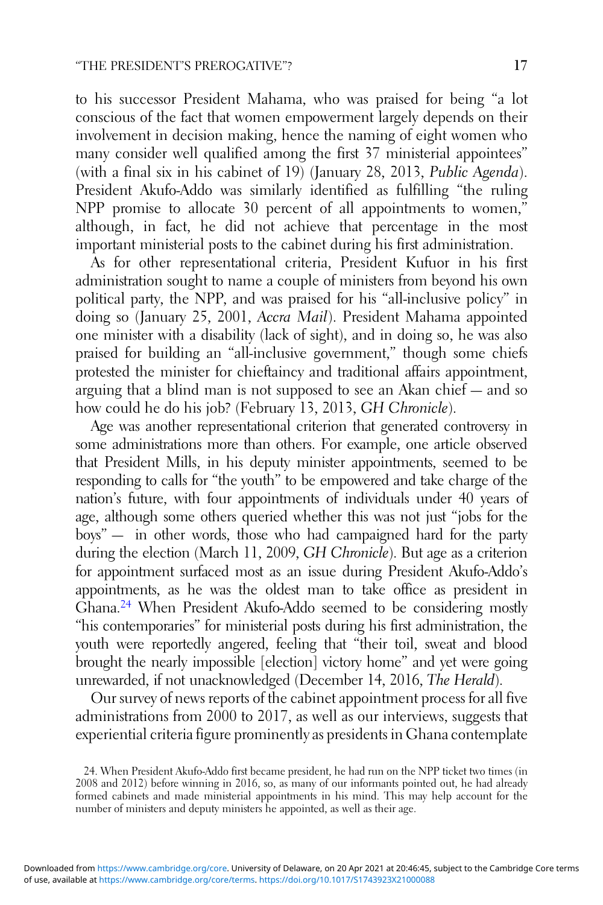to his successor President Mahama, who was praised for being "a lot conscious of the fact that women empowerment largely depends on their involvement in decision making, hence the naming of eight women who many consider well qualified among the first 37 ministerial appointees" (with a final six in his cabinet of 19) (January 28, 2013, *Public Agenda*). President Akufo-Addo was similarly identified as fulfilling "the ruling NPP promise to allocate 30 percent of all appointments to women," although, in fact, he did not achieve that percentage in the most important ministerial posts to the cabinet during his first administration.

As for other representational criteria, President Kufuor in his first administration sought to name a couple of ministers from beyond his own political party, the NPP, and was praised for his "all-inclusive policy" in doing so (January 25, 2001, *Accra Mail*). President Mahama appointed one minister with a disability (lack of sight), and in doing so, he was also praised for building an "all-inclusive government," though some chiefs protested the minister for chieftaincy and traditional affairs appointment, arguing that a blind man is not supposed to see an Akan chief — and so how could he do his job? (February 13, 2013, *GH Chronicle*).

Age was another representational criterion that generated controversy in some administrations more than others. For example, one article observed that President Mills, in his deputy minister appointments, seemed to be responding to calls for "the youth" to be empowered and take charge of the nation's future, with four appointments of individuals under 40 years of age, although some others queried whether this was not just "jobs for the boys" — in other words, those who had campaigned hard for the party during the election (March 11, 2009, *GH Chronicle*). But age as a criterion for appointment surfaced most as an issue during President Akufo-Addo's appointments, as he was the oldest man to take office as president in Ghana.[24] When President Akufo-Addo seemed to be considering mostly "his contemporaries" for ministerial posts during his first administration, the youth were reportedly angered, feeling that "their toil, sweat and blood brought the nearly impossible [election] victory home" and yet were going unrewarded, if not unacknowledged (December 14, 2016, *The Herald*).

Our survey of news reports of the cabinet appointment process for all five administrations from 2000 to 2017, as well as our interviews, suggests that experiential criteria figure prominently as presidents in Ghana contemplate

24. When President Akufo-Addo first became president, he had run on the NPP ticket two times (in 2008 and 2012) before winning in 2016, so, as many of our informants pointed out, he had already formed cabinets and made ministerial appointments in his mind. This may help account for the number of ministers and deputy ministers he appointed, as well as their age.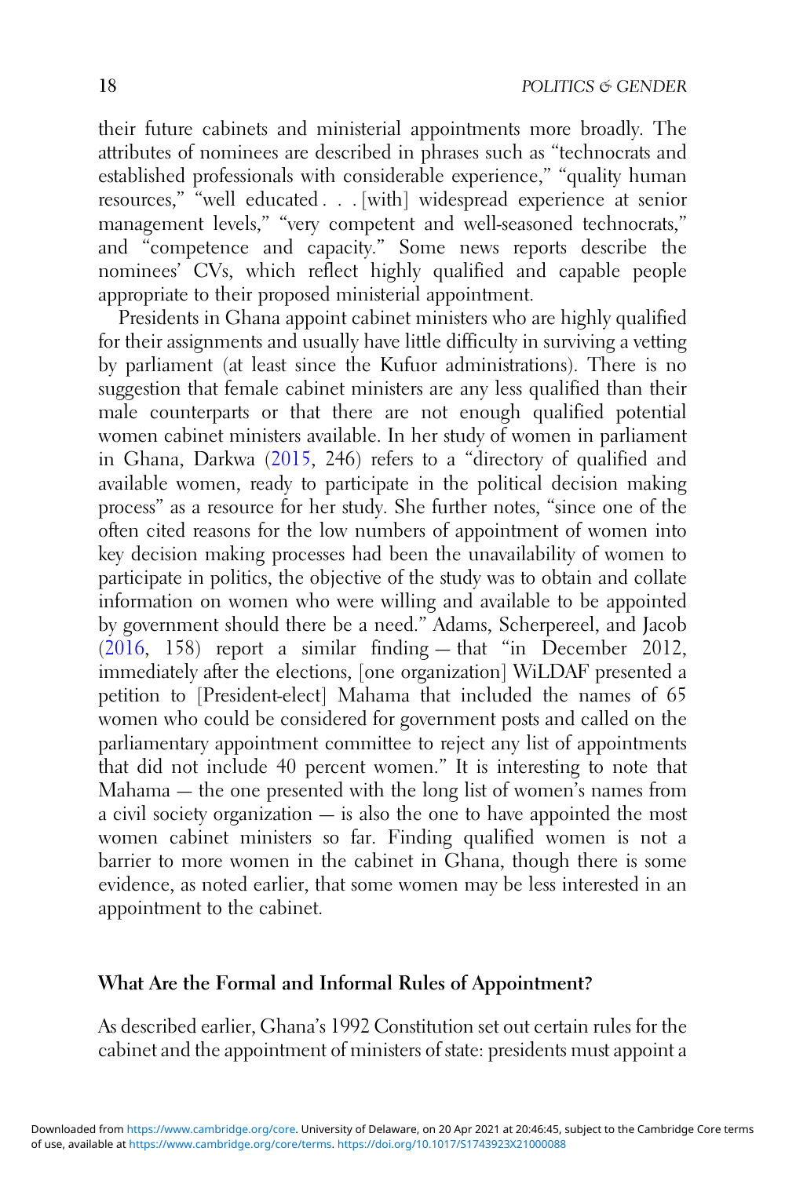their future cabinets and ministerial appointments more broadly. The attributes of nominees are described in phrases such as "technocrats and established professionals with considerable experience," "quality human resources," "well educated . . . [with] widespread experience at senior management levels," "very competent and well-seasoned technocrats," and "competence and capacity." Some news reports describe the nominees' CVs, which reflect highly qualified and capable people appropriate to their proposed ministerial appointment.

Presidents in Ghana appoint cabinet ministers who are highly qualified for their assignments and usually have little difficulty in surviving a vetting by parliament (at least since the Kufuor administrations). There is no suggestion that female cabinet ministers are any less qualified than their male counterparts or that there are not enough qualified potential women cabinet ministers available. In her study of women in parliament in Ghana, Darkwa (2015, 246) refers to a "directory of qualified and available women, ready to participate in the political decision making process" as a resource for her study. She further notes, "since one of the often cited reasons for the low numbers of appointment of women into key decision making processes had been the unavailability of women to participate in politics, the objective of the study was to obtain and collate information on women who were willing and available to be appointed by government should there be a need." Adams, Scherpereel, and Jacob (2016, 158) report a similar finding — that "in December 2012, immediately after the elections, [one organization] WiLDAF presented a petition to [President-elect] Mahama that included the names of 65 women who could be considered for government posts and called on the parliamentary appointment committee to reject any list of appointments that did not include 40 percent women." It is interesting to note that Mahama — the one presented with the long list of women's names from a civil society organization — is also the one to have appointed the most women cabinet ministers so far. Finding qualified women is not a barrier to more women in the cabinet in Ghana, though there is some evidence, as noted earlier, that some women may be less interested in an appointment to the cabinet.

## What Are the Formal and Informal Rules of Appointment?

As described earlier, Ghana's 1992 Constitution set out certain rules for the cabinet and the appointment of ministers of state: presidents must appoint a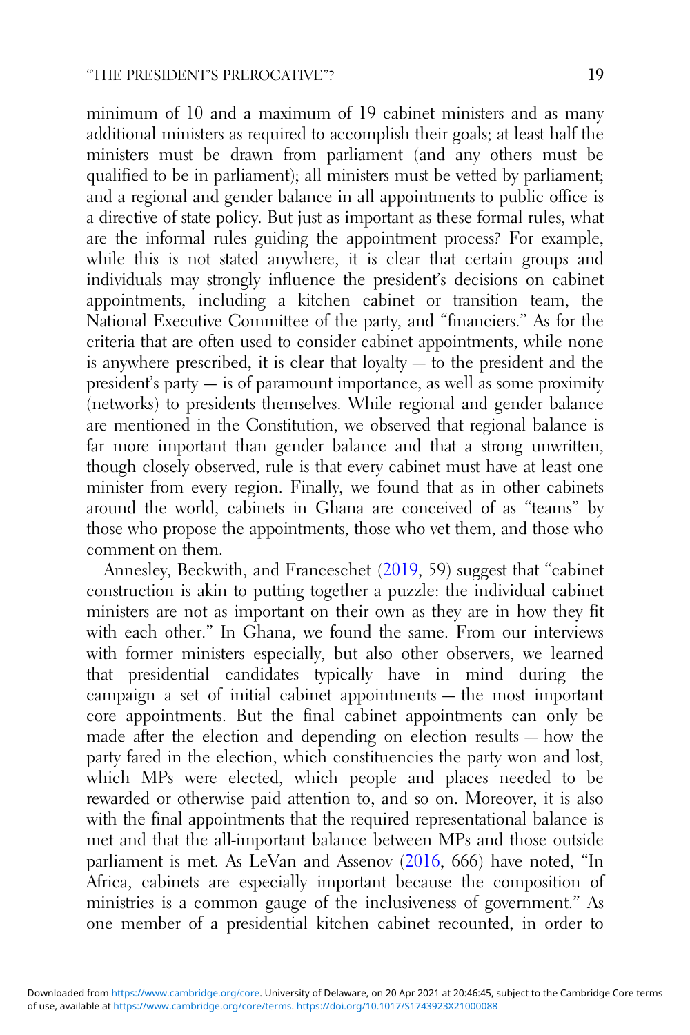minimum of 10 and a maximum of 19 cabinet ministers and as many additional ministers as required to accomplish their goals; at least half the ministers must be drawn from parliament (and any others must be qualified to be in parliament); all ministers must be vetted by parliament; and a regional and gender balance in all appointments to public office is a directive of state policy. But just as important as these formal rules, what are the informal rules guiding the appointment process? For example, while this is not stated anywhere, it is clear that certain groups and individuals may strongly influence the president's decisions on cabinet appointments, including a kitchen cabinet or transition team, the National Executive Committee of the party, and "financiers." As for the criteria that are often used to consider cabinet appointments, while none is anywhere prescribed, it is clear that loyalty — to the president and the president's party — is of paramount importance, as well as some proximity (networks) to presidents themselves. While regional and gender balance are mentioned in the Constitution, we observed that regional balance is far more important than gender balance and that a strong unwritten, though closely observed, rule is that every cabinet must have at least one minister from every region. Finally, we found that as in other cabinets around the world, cabinets in Ghana are conceived of as "teams" by those who propose the appointments, those who vet them, and those who comment on them.

Annesley, Beckwith, and Franceschet (2019, 59) suggest that "cabinet construction is akin to putting together a puzzle: the individual cabinet ministers are not as important on their own as they are in how they fit with each other." In Ghana, we found the same. From our interviews with former ministers especially, but also other observers, we learned that presidential candidates typically have in mind during the campaign a set of initial cabinet appointments — the most important core appointments. But the final cabinet appointments can only be made after the election and depending on election results — how the party fared in the election, which constituencies the party won and lost, which MPs were elected, which people and places needed to be rewarded or otherwise paid attention to, and so on. Moreover, it is also with the final appointments that the required representational balance is met and that the all-important balance between MPs and those outside parliament is met. As LeVan and Assenov (2016, 666) have noted, "In Africa, cabinets are especially important because the composition of ministries is a common gauge of the inclusiveness of government." As one member of a presidential kitchen cabinet recounted, in order to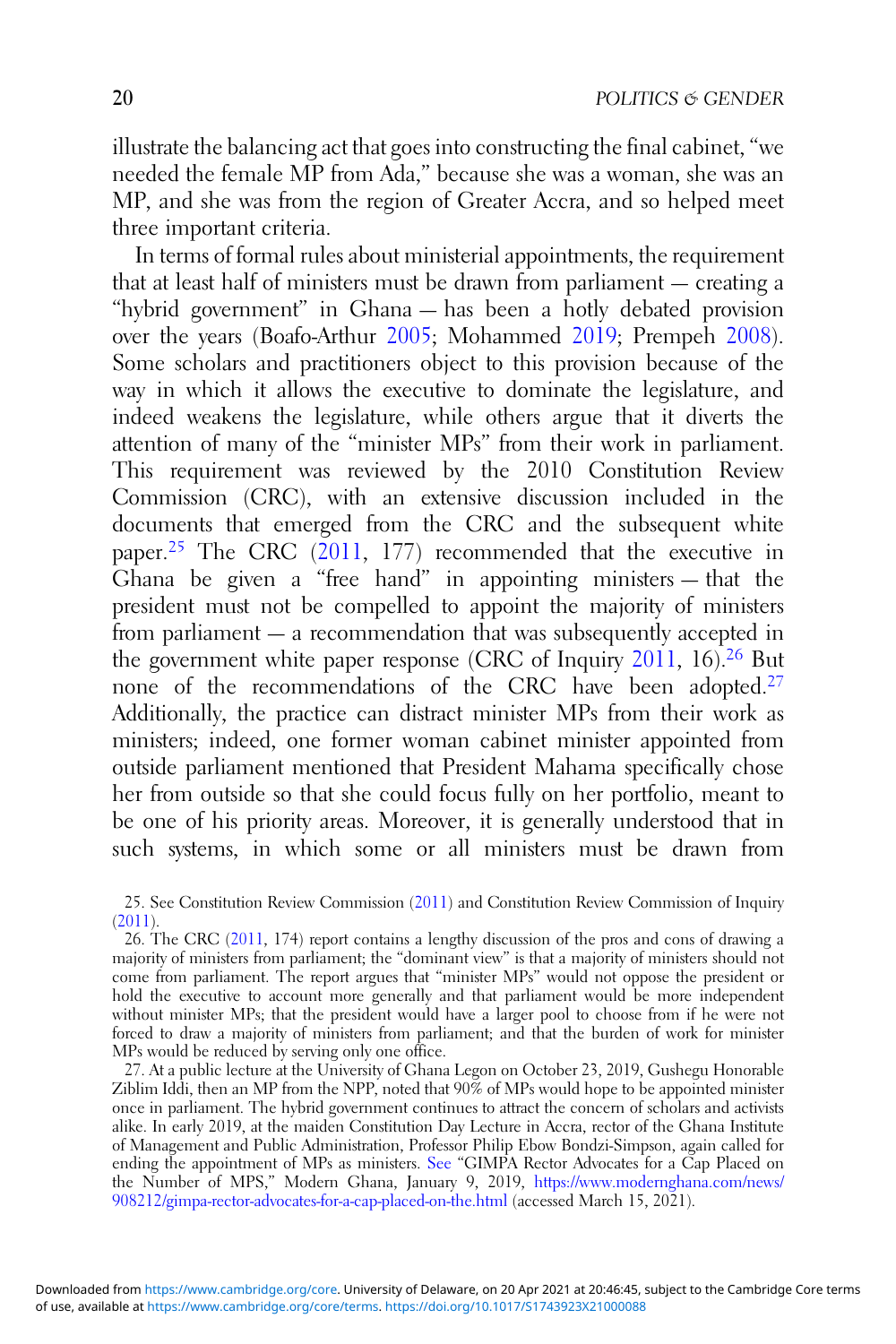illustrate the balancing act that goes into constructing the final cabinet, "we needed the female MP from Ada," because she was a woman, she was an MP, and she was from the region of Greater Accra, and so helped meet three important criteria.

In terms of formal rules about ministerial appointments, the requirement that at least half of ministers must be drawn from parliament — creating a "hybrid government" in Ghana — has been a hotly debated provision over the years (Boafo-Arthur 2005; Mohammed 2019; Prempeh 2008). Some scholars and practitioners object to this provision because of the way in which it allows the executive to dominate the legislature, and indeed weakens the legislature, while others argue that it diverts the attention of many of the "minister MPs" from their work in parliament. This requirement was reviewed by the 2010 Constitution Review Commission (CRC), with an extensive discussion included in the documents that emerged from the CRC and the subsequent white paper.[25] The CRC (2011, 177) recommended that the executive in Ghana be given a "free hand" in appointing ministers — that the president must not be compelled to appoint the majority of ministers from parliament — a recommendation that was subsequently accepted in the government white paper response (CRC of Inquiry 2011, 16).[26] But none of the recommendations of the CRC have been adopted.[27] Additionally, the practice can distract minister MPs from their work as ministers; indeed, one former woman cabinet minister appointed from outside parliament mentioned that President Mahama specifically chose her from outside so that she could focus fully on her portfolio, meant to be one of his priority areas. Moreover, it is generally understood that in such systems, in which some or all ministers must be drawn from

25. See Constitution Review Commission (2011) and Constitution Review Commission of Inquiry (2011).

26. The CRC (2011, 174) report contains a lengthy discussion of the pros and cons of drawing a majority of ministers from parliament; the "dominant view" is that a majority of ministers should not come from parliament. The report argues that "minister MPs" would not oppose the president or hold the executive to account more generally and that parliament would be more independent without minister MPs; that the president would have a larger pool to choose from if he were not forced to draw a majority of ministers from parliament; and that the burden of work for minister MPs would be reduced by serving only one office.

27. At a public lecture at the University of Ghana Legon on October 23, 2019, Gushegu Honorable Ziblim Iddi, then an MP from the NPP, noted that 90% of MPs would hope to be appointed minister once in parliament. The hybrid government continues to attract the concern of scholars and activists alike. In early 2019, at the maiden Constitution Day Lecture in Accra, rector of the Ghana Institute of Management and Public Administration, Professor Philip Ebow Bondzi-Simpson, again called for ending the appointment of MPs as ministers. See "GIMPA Rector Advocates for a Cap Placed on the Number of MPS," Modern Ghana, January 9, 2019, https://www.modernghana.com/news/908212/gimpa-rector-advocates-for-a-cap-placed-on-the.html (accessed March 15, 2021).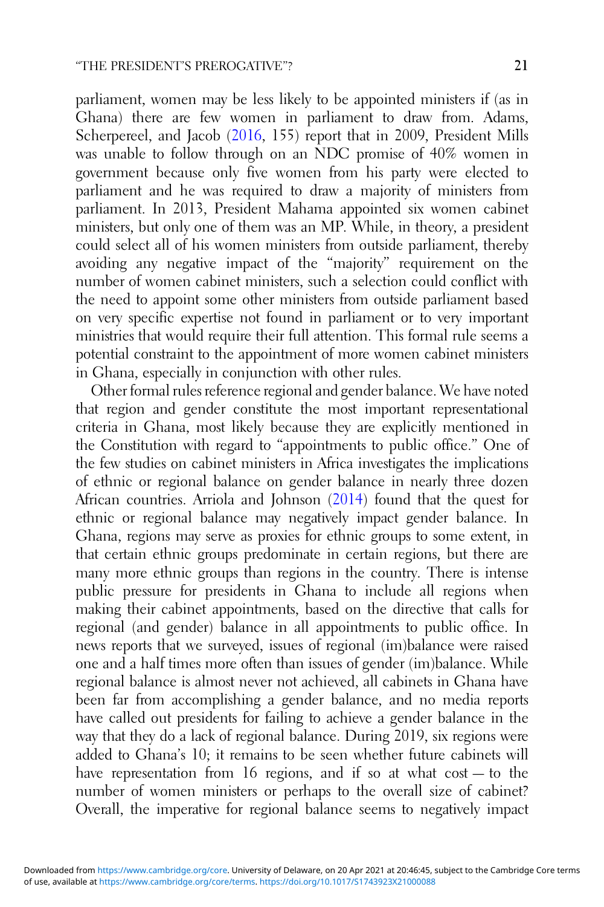parliament, women may be less likely to be appointed ministers if (as in Ghana) there are few women in parliament to draw from. Adams, Scherpereel, and Jacob (2016, 155) report that in 2009, President Mills was unable to follow through on an NDC promise of 40% women in government because only five women from his party were elected to parliament and he was required to draw a majority of ministers from parliament. In 2013, President Mahama appointed six women cabinet ministers, but only one of them was an MP. While, in theory, a president could select all of his women ministers from outside parliament, thereby avoiding any negative impact of the "majority" requirement on the number of women cabinet ministers, such a selection could conflict with the need to appoint some other ministers from outside parliament based on very specific expertise not found in parliament or to very important ministries that would require their full attention. This formal rule seems a potential constraint to the appointment of more women cabinet ministers in Ghana, especially in conjunction with other rules.

Other formal rules reference regional and gender balance. We have noted that region and gender constitute the most important representational criteria in Ghana, most likely because they are explicitly mentioned in the Constitution with regard to "appointments to public office." One of the few studies on cabinet ministers in Africa investigates the implications of ethnic or regional balance on gender balance in nearly three dozen African countries. Arriola and Johnson (2014) found that the quest for ethnic or regional balance may negatively impact gender balance. In Ghana, regions may serve as proxies for ethnic groups to some extent, in that certain ethnic groups predominate in certain regions, but there are many more ethnic groups than regions in the country. There is intense public pressure for presidents in Ghana to include all regions when making their cabinet appointments, based on the directive that calls for regional (and gender) balance in all appointments to public office. In news reports that we surveyed, issues of regional (im)balance were raised one and a half times more often than issues of gender (im)balance. While regional balance is almost never not achieved, all cabinets in Ghana have been far from accomplishing a gender balance, and no media reports have called out presidents for failing to achieve a gender balance in the way that they do a lack of regional balance. During 2019, six regions were added to Ghana's 10; it remains to be seen whether future cabinets will have representation from 16 regions, and if so at what cost — to the number of women ministers or perhaps to the overall size of cabinet? Overall, the imperative for regional balance seems to negatively impact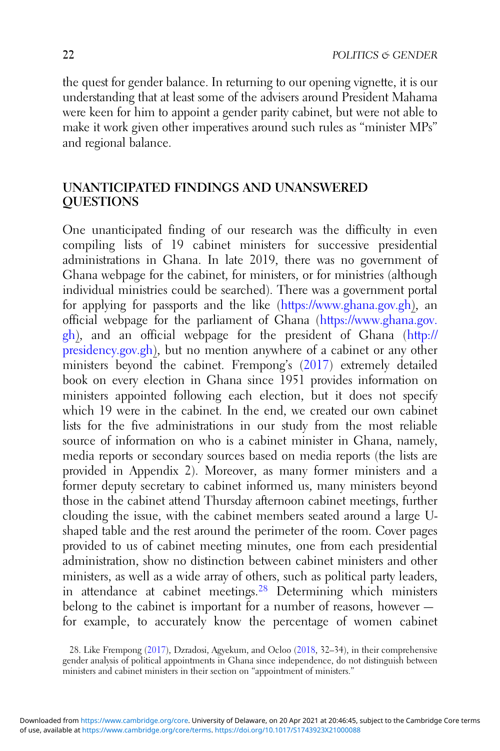the quest for gender balance. In returning to our opening vignette, it is our understanding that at least some of the advisers around President Mahama were keen for him to appoint a gender parity cabinet, but were not able to make it work given other imperatives around such rules as "minister MPs" and regional balance.

## UNANTICIPATED FINDINGS AND UNANSWERED QUESTIONS

One unanticipated finding of our research was the difficulty in even compiling lists of 19 cabinet ministers for successive presidential administrations in Ghana. In late 2019, there was no government of Ghana webpage for the cabinet, for ministers, or for ministries (although individual ministries could be searched). There was a government portal for applying for passports and the like (https://www.ghana.gov.gh), an official webpage for the parliament of Ghana (https://www.ghana.gov.gh), and an official webpage for the president of Ghana (http://presidency.gov.gh), but no mention anywhere of a cabinet or any other ministers beyond the cabinet. Frempong's (2017) extremely detailed book on every election in Ghana since 1951 provides information on ministers appointed following each election, but it does not specify which 19 were in the cabinet. In the end, we created our own cabinet lists for the five administrations in our study from the most reliable source of information on who is a cabinet minister in Ghana, namely, media reports or secondary sources based on media reports (the lists are provided in Appendix 2). Moreover, as many former ministers and a former deputy secretary to cabinet informed us, many ministers beyond those in the cabinet attend Thursday afternoon cabinet meetings, further clouding the issue, with the cabinet members seated around a large U-shaped table and the rest around the perimeter of the room. Cover pages provided to us of cabinet meeting minutes, one from each presidential administration, show no distinction between cabinet ministers and other ministers, as well as a wide array of others, such as political party leaders, in attendance at cabinet meetings.[28] Determining which ministers belong to the cabinet is important for a number of reasons, however — for example, to accurately know the percentage of women cabinet

28. Like Frempong (2017), Dzradosi, Agyekum, and Ocloo (2018, 32–34), in their comprehensive gender analysis of political appointments in Ghana since independence, do not distinguish between ministers and cabinet ministers in their section on "appointment of ministers."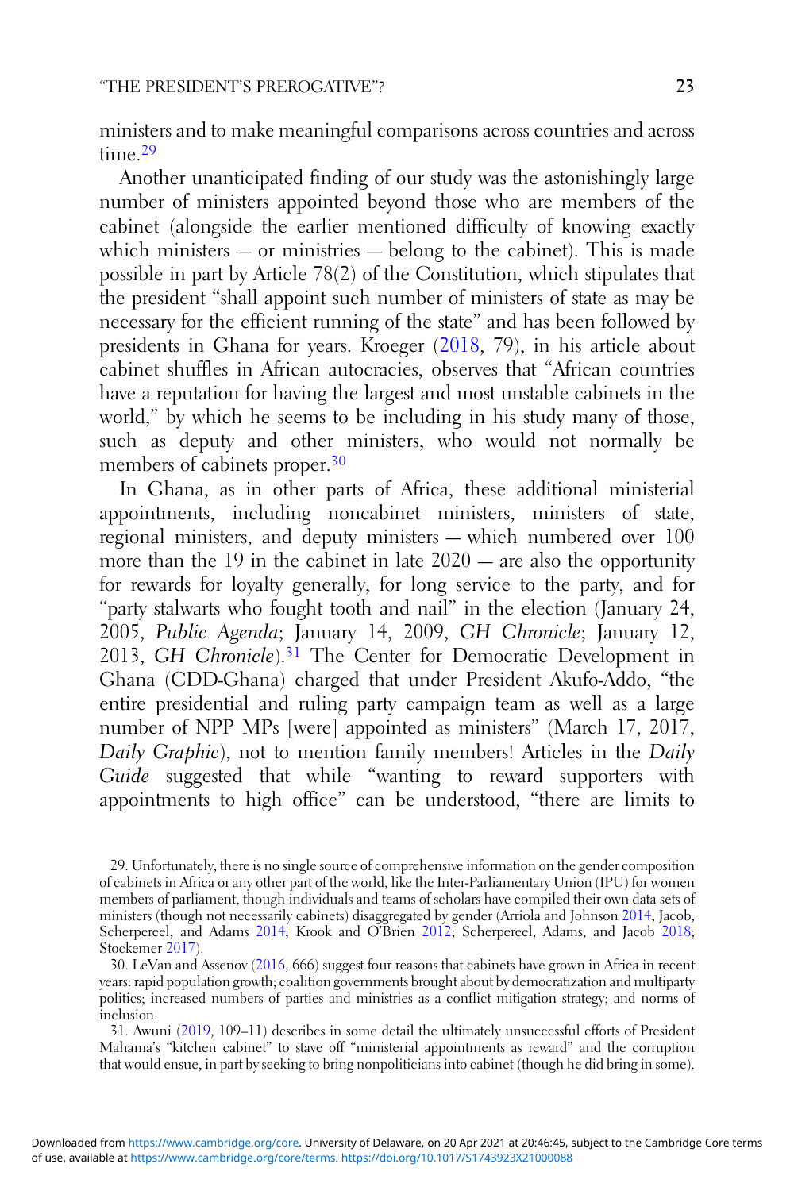ministers and to make meaningful comparisons across countries and across time.[29]

Another unanticipated finding of our study was the astonishingly large number of ministers appointed beyond those who are members of the cabinet (alongside the earlier mentioned difficulty of knowing exactly which ministers — or ministries — belong to the cabinet). This is made possible in part by Article 78(2) of the Constitution, which stipulates that the president "shall appoint such number of ministers of state as may be necessary for the efficient running of the state" and has been followed by presidents in Ghana for years. Kroeger (2018, 79), in his article about cabinet shuffles in African autocracies, observes that "African countries have a reputation for having the largest and most unstable cabinets in the world," by which he seems to be including in his study many of those, such as deputy and other ministers, who would not normally be members of cabinets proper.[30]

In Ghana, as in other parts of Africa, these additional ministerial appointments, including noncabinet ministers, ministers of state, regional ministers, and deputy ministers — which numbered over 100 more than the 19 in the cabinet in late 2020 — are also the opportunity for rewards for loyalty generally, for long service to the party, and for "party stalwarts who fought tooth and nail" in the election (January 24, 2005, *Public Agenda*; January 14, 2009, *GH Chronicle*; January 12, 2013, *GH Chronicle*).[31] The Center for Democratic Development in Ghana (CDD-Ghana) charged that under President Akufo-Addo, "the entire presidential and ruling party campaign team as well as a large number of NPP MPs [were] appointed as ministers" (March 17, 2017, *Daily Graphic*), not to mention family members! Articles in the *Daily Guide* suggested that while "wanting to reward supporters with appointments to high office" can be understood, "there are limits to

29. Unfortunately, there is no single source of comprehensive information on the gender composition of cabinets in Africa or any other part of the world, like the Inter-Parliamentary Union (IPU) for women members of parliament, though individuals and teams of scholars have compiled their own data sets of ministers (though not necessarily cabinets) disaggregated by gender (Arriola and Johnson 2014; Jacob, Scherpereel, and Adams 2014; Krook and O'Brien 2012; Scherpereel, Adams, and Jacob 2018; Stockemer 2017).

30. LeVan and Assenov (2016, 666) suggest four reasons that cabinets have grown in Africa in recent years: rapid population growth; coalition governments brought about by democratization and multiparty politics; increased numbers of parties and ministries as a conflict mitigation strategy; and norms of inclusion.

31. Awuni (2019, 109–11) describes in some detail the ultimately unsuccessful efforts of President Mahama's "kitchen cabinet" to stave off "ministerial appointments as reward" and the corruption that would ensue, in part by seeking to bring nonpoliticians into cabinet (though he did bring in some).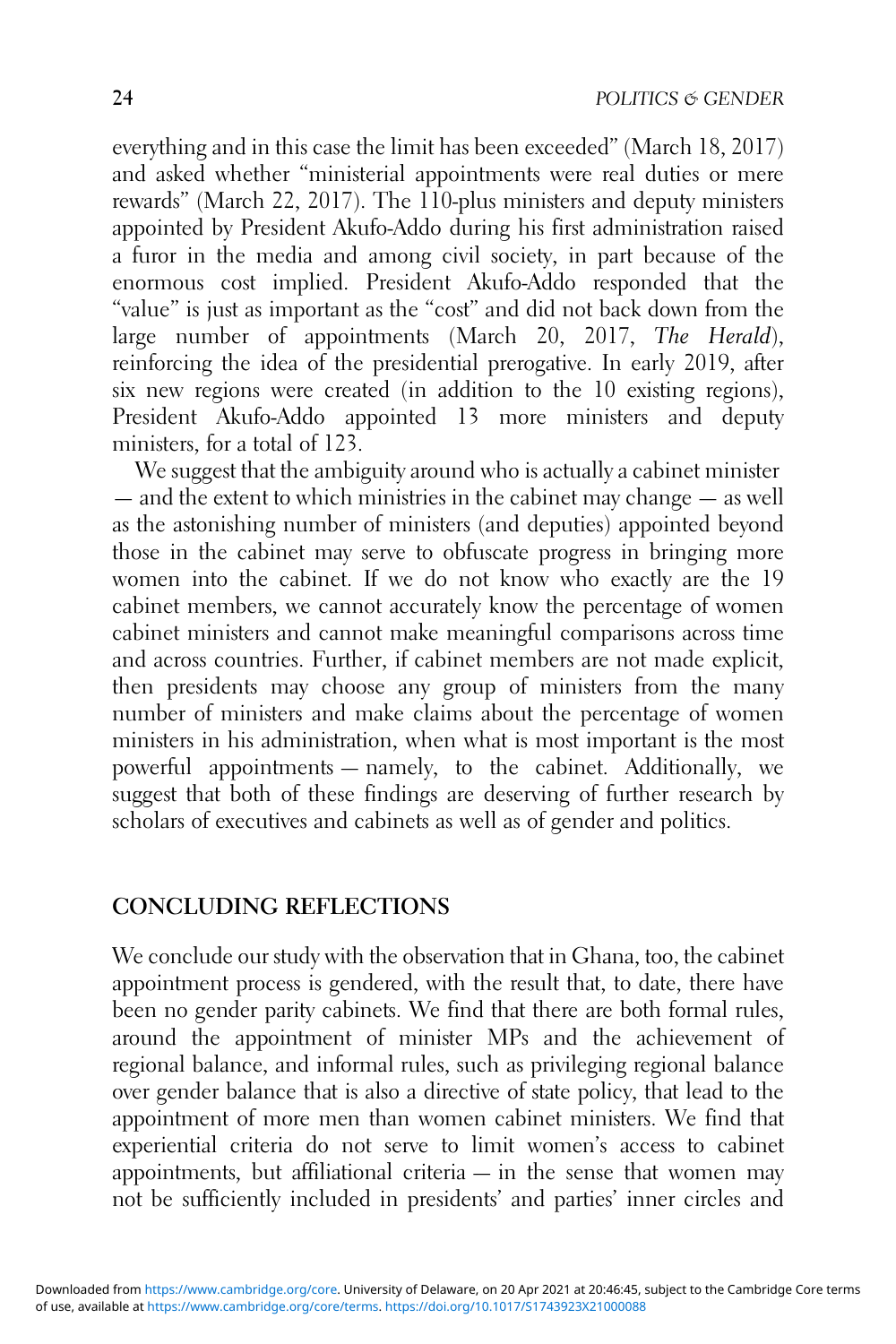everything and in this case the limit has been exceeded" (March 18, 2017) and asked whether "ministerial appointments were real duties or mere rewards" (March 22, 2017). The 110-plus ministers and deputy ministers appointed by President Akufo-Addo during his first administration raised a furor in the media and among civil society, in part because of the enormous cost implied. President Akufo-Addo responded that the "value" is just as important as the "cost" and did not back down from the large number of appointments (March 20, 2017, *The Herald*), reinforcing the idea of the presidential prerogative. In early 2019, after six new regions were created (in addition to the 10 existing regions), President Akufo-Addo appointed 13 more ministers and deputy ministers, for a total of 123.

We suggest that the ambiguity around who is actually a cabinet minister — and the extent to which ministries in the cabinet may change — as well as the astonishing number of ministers (and deputies) appointed beyond those in the cabinet may serve to obfuscate progress in bringing more women into the cabinet. If we do not know who exactly are the 19 cabinet members, we cannot accurately know the percentage of women cabinet ministers and cannot make meaningful comparisons across time and across countries. Further, if cabinet members are not made explicit, then presidents may choose any group of ministers from the many number of ministers and make claims about the percentage of women ministers in his administration, when what is most important is the most powerful appointments — namely, to the cabinet. Additionally, we suggest that both of these findings are deserving of further research by scholars of executives and cabinets as well as of gender and politics.

## CONCLUDING REFLECTIONS

We conclude our study with the observation that in Ghana, too, the cabinet appointment process is gendered, with the result that, to date, there have been no gender parity cabinets. We find that there are both formal rules, around the appointment of minister MPs and the achievement of regional balance, and informal rules, such as privileging regional balance over gender balance that is also a directive of state policy, that lead to the appointment of more men than women cabinet ministers. We find that experiential criteria do not serve to limit women's access to cabinet appointments, but affiliational criteria — in the sense that women may not be sufficiently included in presidents' and parties' inner circles and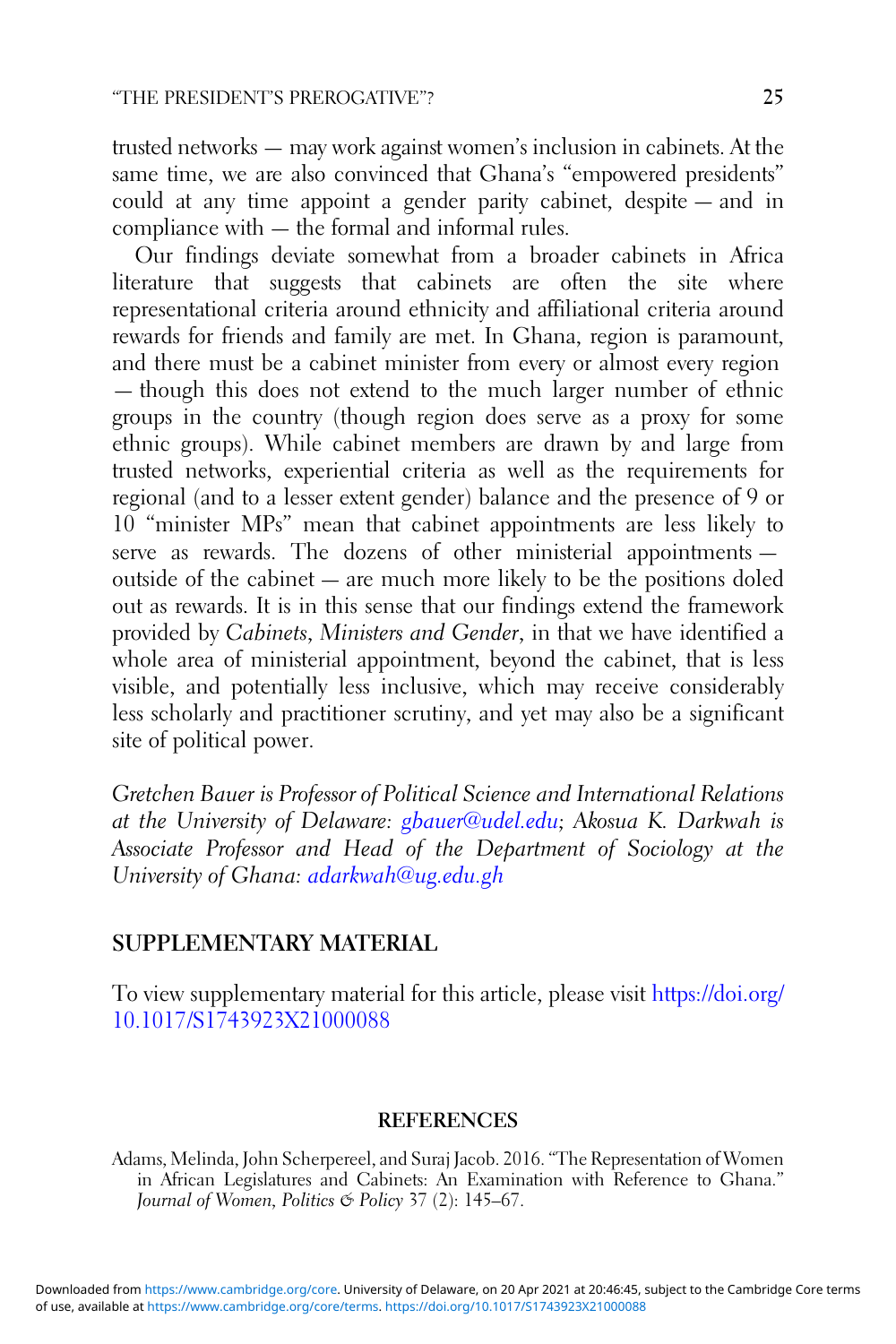trusted networks — may work against women's inclusion in cabinets. At the same time, we are also convinced that Ghana's "empowered presidents" could at any time appoint a gender parity cabinet, despite — and in compliance with — the formal and informal rules.

Our findings deviate somewhat from a broader cabinets in Africa literature that suggests that cabinets are often the site where representational criteria around ethnicity and affiliational criteria around rewards for friends and family are met. In Ghana, region is paramount, and there must be a cabinet minister from every or almost every region — though this does not extend to the much larger number of ethnic groups in the country (though region does serve as a proxy for some ethnic groups). While cabinet members are drawn by and large from trusted networks, experiential criteria as well as the requirements for regional (and to a lesser extent gender) balance and the presence of 9 or 10 "minister MPs" mean that cabinet appointments are less likely to serve as rewards. The dozens of other ministerial appointments — outside of the cabinet — are much more likely to be the positions doled out as rewards. It is in this sense that our findings extend the framework provided by *Cabinets, Ministers and Gender*, in that we have identified a whole area of ministerial appointment, beyond the cabinet, that is less visible, and potentially less inclusive, which may receive considerably less scholarly and practitioner scrutiny, and yet may also be a significant site of political power.

*Gretchen Bauer is Professor of Political Science and International Relations at the University of Delaware: gbauer@udel.edu; Akosua K. Darkwah is Associate Professor and Head of the Department of Sociology at the University of Ghana: adarkwah@ug.edu.gh*

## SUPPLEMENTARY MATERIAL

To view supplementary material for this article, please visit https://doi.org/10.1017/S1743923X21000088

## REFERENCES

Adams, Melinda, John Scherpereel, and Suraj Jacob. 2016. "The Representation of Women in African Legislatures and Cabinets: An Examination with Reference to Ghana." *Journal of Women, Politics & Policy* 37 (2): 145–67.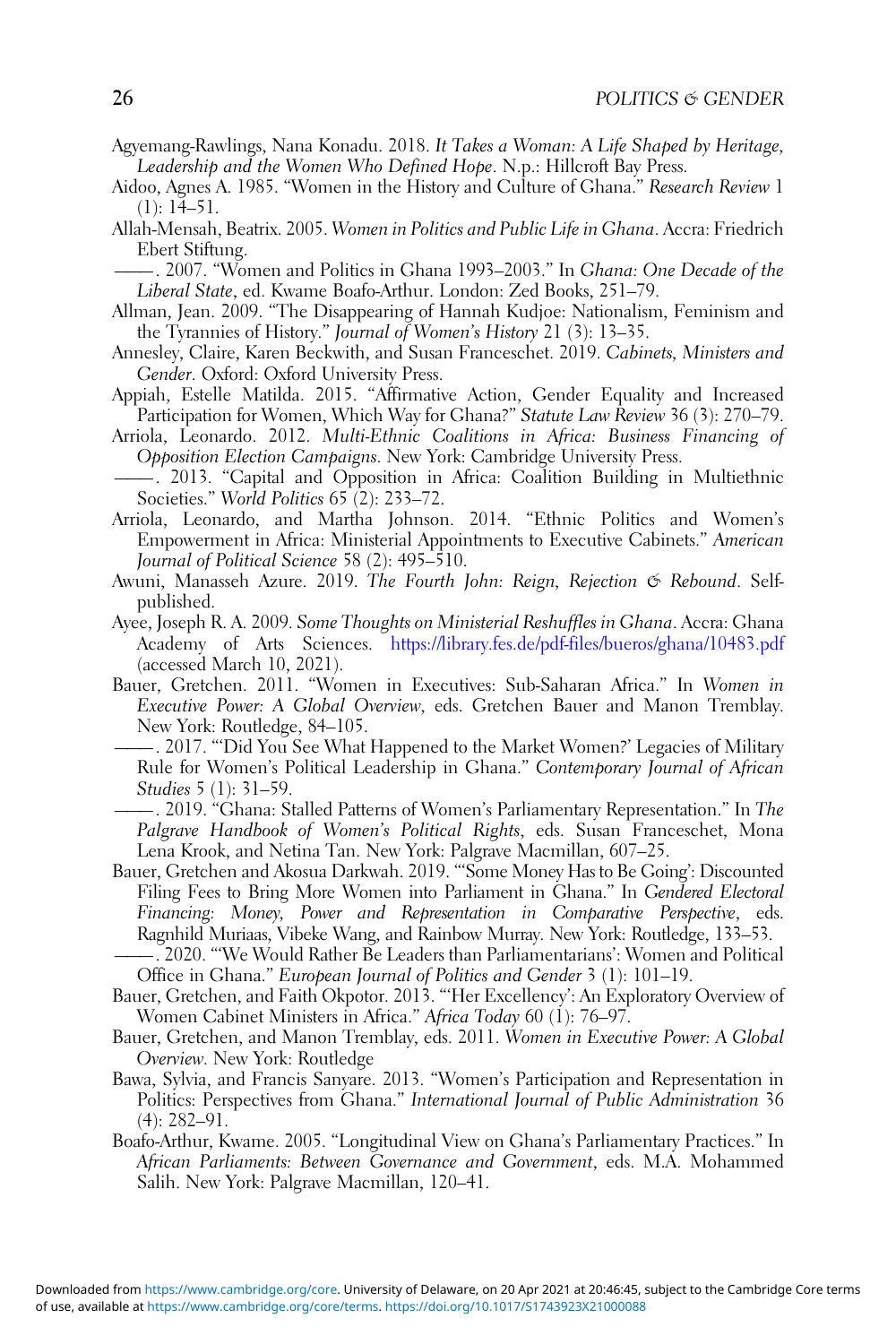Agyemang-Rawlings, Nana Konadu. 2018. *It Takes a Woman: A Life Shaped by Heritage, Leadership and the Women Who Defined Hope*. N.p.: Hillcroft Bay Press.

Aidoo, Agnes A. 1985. "Women in the History and Culture of Ghana." *Research Review* 1 (1): 14–51.

Allah-Mensah, Beatrix. 2005. *Women in Politics and Public Life in Ghana*. Accra: Friedrich Ebert Stiftung.

——. 2007. "Women and Politics in Ghana 1993–2003." In *Ghana: One Decade of the Liberal State*, ed. Kwame Boafo-Arthur. London: Zed Books, 251–79.

Allman, Jean. 2009. "The Disappearing of Hannah Kudjoe: Nationalism, Feminism and the Tyrannies of History." *Journal of Women's History* 21 (3): 13–35.

Annesley, Claire, Karen Beckwith, and Susan Franceschet. 2019. *Cabinets, Ministers and Gender*. Oxford: Oxford University Press.

Appiah, Estelle Matilda. 2015. "Affirmative Action, Gender Equality and Increased Participation for Women, Which Way for Ghana?" *Statute Law Review* 36 (3): 270–79.

Arriola, Leonardo. 2012. *Multi-Ethnic Coalitions in Africa: Business Financing of Opposition Election Campaigns*. New York: Cambridge University Press.

——. 2013. "Capital and Opposition in Africa: Coalition Building in Multiethnic Societies." *World Politics* 65 (2): 233–72.

Arriola, Leonardo, and Martha Johnson. 2014. "Ethnic Politics and Women's Empowerment in Africa: Ministerial Appointments to Executive Cabinets." *American Journal of Political Science* 58 (2): 495–510.

Awuni, Manasseh Azure. 2019. *The Fourth John: Reign, Rejection & Rebound*. Self-published.

Ayee, Joseph R. A. 2009. *Some Thoughts on Ministerial Reshuffles in Ghana*. Accra: Ghana Academy of Arts Sciences. https://library.fes.de/pdf-files/bueros/ghana/10483.pdf (accessed March 10, 2021).

Bauer, Gretchen. 2011. "Women in Executives: Sub-Saharan Africa." In *Women in Executive Power: A Global Overview*, eds. Gretchen Bauer and Manon Tremblay. New York: Routledge, 84–105.

——. 2017. "'Did You See What Happened to the Market Women?' Legacies of Military Rule for Women's Political Leadership in Ghana." *Contemporary Journal of African Studies* 5 (1): 31–59.

——. 2019. "Ghana: Stalled Patterns of Women's Parliamentary Representation." In *The Palgrave Handbook of Women's Political Rights*, eds. Susan Franceschet, Mona Lena Krook, and Netina Tan. New York: Palgrave Macmillan, 607–25.

Bauer, Gretchen and Akosua Darkwah. 2019. "'Some Money Has to Be Going': Discounted Filing Fees to Bring More Women into Parliament in Ghana." In *Gendered Electoral Financing: Money, Power and Representation in Comparative Perspective*, eds. Ragnhild Muriaas, Vibeke Wang, and Rainbow Murray. New York: Routledge, 133–53.

——. 2020. "'We Would Rather Be Leaders than Parliamentarians': Women and Political Office in Ghana." *European Journal of Politics and Gender* 3 (1): 101–19.

Bauer, Gretchen, and Faith Okpotor. 2013. "'Her Excellency': An Exploratory Overview of Women Cabinet Ministers in Africa." *Africa Today* 60 (1): 76–97.

Bauer, Gretchen, and Manon Tremblay, eds. 2011. *Women in Executive Power: A Global Overview*. New York: Routledge

Bawa, Sylvia, and Francis Sanyare. 2013. "Women's Participation and Representation in Politics: Perspectives from Ghana." *International Journal of Public Administration* 36 (4): 282–91.

Boafo-Arthur, Kwame. 2005. "Longitudinal View on Ghana's Parliamentary Practices." In *African Parliaments: Between Governance and Government*, eds. M.A. Mohammed Salih. New York: Palgrave Macmillan, 120–41.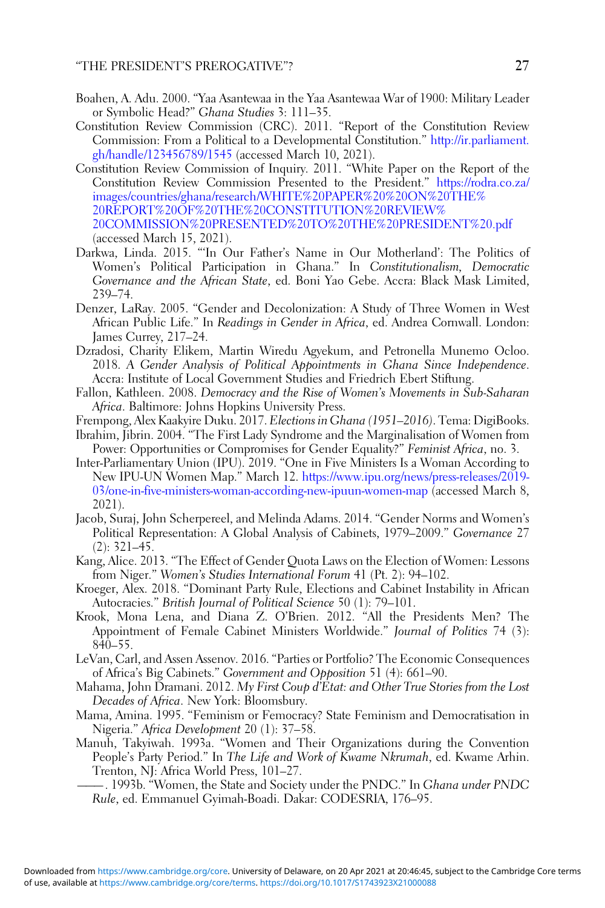Boahen, A. Adu. 2000. "Yaa Asantewaa in the Yaa Asantewaa War of 1900: Military Leader or Symbolic Head?" *Ghana Studies* 3: 111–35.

Constitution Review Commission (CRC). 2011. "Report of the Constitution Review Commission: From a Political to a Developmental Constitution." http://ir.parliament.gh/handle/123456789/1545 (accessed March 10, 2021).

Constitution Review Commission of Inquiry. 2011. "White Paper on the Report of the Constitution Review Commission Presented to the President." https://rodra.co.za/images/countries/ghana/research/WHITE%20PAPER%20%20ON%20THE%20REPORT%20OF%20THE%20CONSTITUTION%20REVIEW%20COMMISSION%20PRESENTED%20TO%20THE%20PRESIDENT%20.pdf (accessed March 15, 2021).

Darkwa, Linda. 2015. "'In Our Father's Name in Our Motherland': The Politics of Women's Political Participation in Ghana." In *Constitutionalism, Democratic Governance and the African State*, ed. Boni Yao Gebe. Accra: Black Mask Limited, 239–74.

Denzer, LaRay. 2005. "Gender and Decolonization: A Study of Three Women in West African Public Life." In *Readings in Gender in Africa*, ed. Andrea Cornwall. London: James Currey, 217–24.

Dzradosi, Charity Elikem, Martin Wiredu Agyekum, and Petronella Munemo Ocloo. 2018. *A Gender Analysis of Political Appointments in Ghana Since Independence*. Accra: Institute of Local Government Studies and Friedrich Ebert Stiftung.

Fallon, Kathleen. 2008. *Democracy and the Rise of Women's Movements in Sub-Saharan Africa*. Baltimore: Johns Hopkins University Press.

Frempong, Alex Kaakyire Duku. 2017. *Elections in Ghana (1951–2016)*. Tema: DigiBooks.

Ibrahim, Jibrin. 2004. "The First Lady Syndrome and the Marginalisation of Women from Power: Opportunities or Compromises for Gender Equality?" *Feminist Africa*, no. 3.

Inter-Parliamentary Union (IPU). 2019. "One in Five Ministers Is a Woman According to New IPU-UN Women Map." March 12. https://www.ipu.org/news/press-releases/2019-03/one-in-five-ministers-woman-according-new-ipuun-women-map (accessed March 8, 2021).

Jacob, Suraj, John Scherpereel, and Melinda Adams. 2014. "Gender Norms and Women's Political Representation: A Global Analysis of Cabinets, 1979–2009." *Governance* 27 (2): 321–45.

Kang, Alice. 2013. "The Effect of Gender Quota Laws on the Election of Women: Lessons from Niger." *Women's Studies International Forum* 41 (Pt. 2): 94–102.

Kroeger, Alex. 2018. "Dominant Party Rule, Elections and Cabinet Instability in African Autocracies." *British Journal of Political Science* 50 (1): 79–101.

Krook, Mona Lena, and Diana Z. O'Brien. 2012. "All the Presidents Men? The Appointment of Female Cabinet Ministers Worldwide." *Journal of Politics* 74 (3): 840–55.

LeVan, Carl, and Assen Assenov. 2016. "Parties or Portfolio? The Economic Consequences of Africa's Big Cabinets." *Government and Opposition* 51 (4): 661–90.

Mahama, John Dramani. 2012. *My First Coup d'Etat: and Other True Stories from the Lost Decades of Africa*. New York: Bloomsbury.

Mama, Amina. 1995. "Feminism or Femocracy? State Feminism and Democratisation in Nigeria." *Africa Development* 20 (1): 37–58.

Manuh, Takyiwah. 1993a. "Women and Their Organizations during the Convention People's Party Period." In *The Life and Work of Kwame Nkrumah*, ed. Kwame Arhin. Trenton, NJ: Africa World Press, 101–27.

——. 1993b. "Women, the State and Society under the PNDC." In *Ghana under PNDC Rule*, ed. Emmanuel Gyimah-Boadi. Dakar: CODESRIA, 176–95.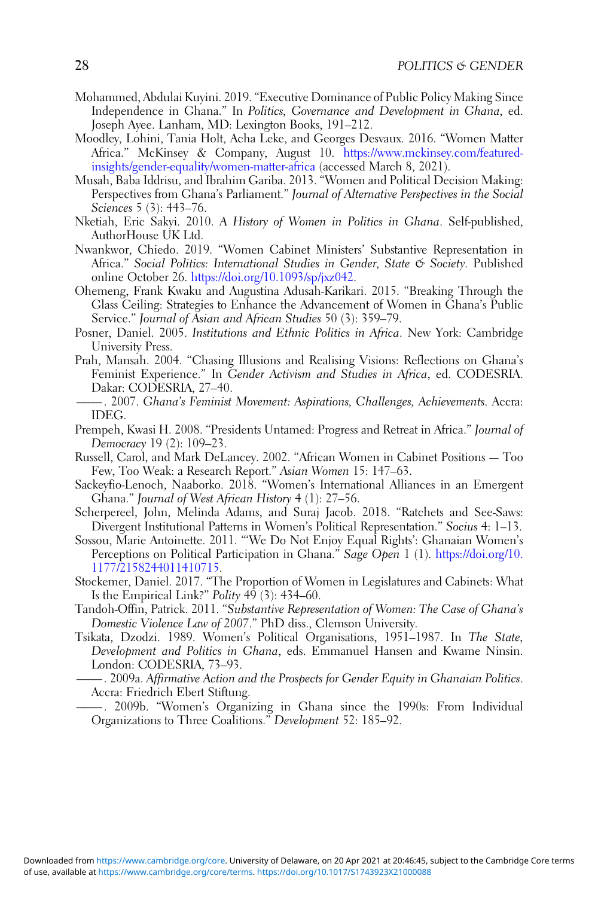Mohammed, Abdulai Kuyini. 2019. "Executive Dominance of Public Policy Making Since Independence in Ghana." In *Politics, Governance and Development in Ghana*, ed. Joseph Ayee. Lanham, MD: Lexington Books, 191–212.

Moodley, Lohini, Tania Holt, Acha Leke, and Georges Desvaux. 2016. "Women Matter Africa." McKinsey & Company, August 10. https://www.mckinsey.com/featured-insights/gender-equality/women-matter-africa (accessed March 8, 2021).

Musah, Baba Iddrisu, and Ibrahim Gariba. 2013. "Women and Political Decision Making: Perspectives from Ghana's Parliament." *Journal of Alternative Perspectives in the Social Sciences* 5 (3): 443–76.

Nketiah, Eric Sakyi. 2010. *A History of Women in Politics in Ghana*. Self-published, AuthorHouse UK Ltd.

Nwankwor, Chiedo. 2019. "Women Cabinet Ministers' Substantive Representation in Africa." *Social Politics: International Studies in Gender, State & Society*. Published online October 26. https://doi.org/10.1093/sp/jxz042.

Ohemeng, Frank Kwaku and Augustina Adusah-Karikari. 2015. "Breaking Through the Glass Ceiling: Strategies to Enhance the Advancement of Women in Ghana's Public Service." *Journal of Asian and African Studies* 50 (3): 359–79.

Posner, Daniel. 2005. *Institutions and Ethnic Politics in Africa*. New York: Cambridge University Press.

Prah, Mansah. 2004. "Chasing Illusions and Realising Visions: Reflections on Ghana's Feminist Experience." In *Gender Activism and Studies in Africa*, ed. CODESRIA. Dakar: CODESRIA, 27–40.

——. 2007. *Ghana's Feminist Movement: Aspirations, Challenges, Achievements*. Accra: IDEG.

Prempeh, Kwasi H. 2008. "Presidents Untamed: Progress and Retreat in Africa." *Journal of Democracy* 19 (2): 109–23.

Russell, Carol, and Mark DeLancey. 2002. "African Women in Cabinet Positions — Too Few, Too Weak: a Research Report." *Asian Women* 15: 147–63.

Sackeyfio-Lenoch, Naaborko. 2018. "Women's International Alliances in an Emergent Ghana." *Journal of West African History* 4 (1): 27–56.

Scherpereel, John, Melinda Adams, and Suraj Jacob. 2018. "Ratchets and See-Saws: Divergent Institutional Patterns in Women's Political Representation." *Socius* 4: 1–13.

Sossou, Marie Antoinette. 2011. "'We Do Not Enjoy Equal Rights': Ghanaian Women's Perceptions on Political Participation in Ghana." *Sage Open* 1 (1). https://doi.org/10.1177/2158244011410715.

Stockemer, Daniel. 2017. "The Proportion of Women in Legislatures and Cabinets: What Is the Empirical Link?" *Polity* 49 (3): 434–60.

Tandoh-Offin, Patrick. 2011. "*Substantive Representation of Women: The Case of Ghana's Domestic Violence Law of 2007*." PhD diss., Clemson University.

Tsikata, Dzodzi. 1989. Women's Political Organisations, 1951–1987. In *The State, Development and Politics in Ghana*, eds. Emmanuel Hansen and Kwame Ninsin. London: CODESRIA, 73–93.

——. 2009a. *Affirmative Action and the Prospects for Gender Equity in Ghanaian Politics*. Accra: Friedrich Ebert Stiftung.

——. 2009b. "Women's Organizing in Ghana since the 1990s: From Individual Organizations to Three Coalitions." *Development* 52: 185–92.